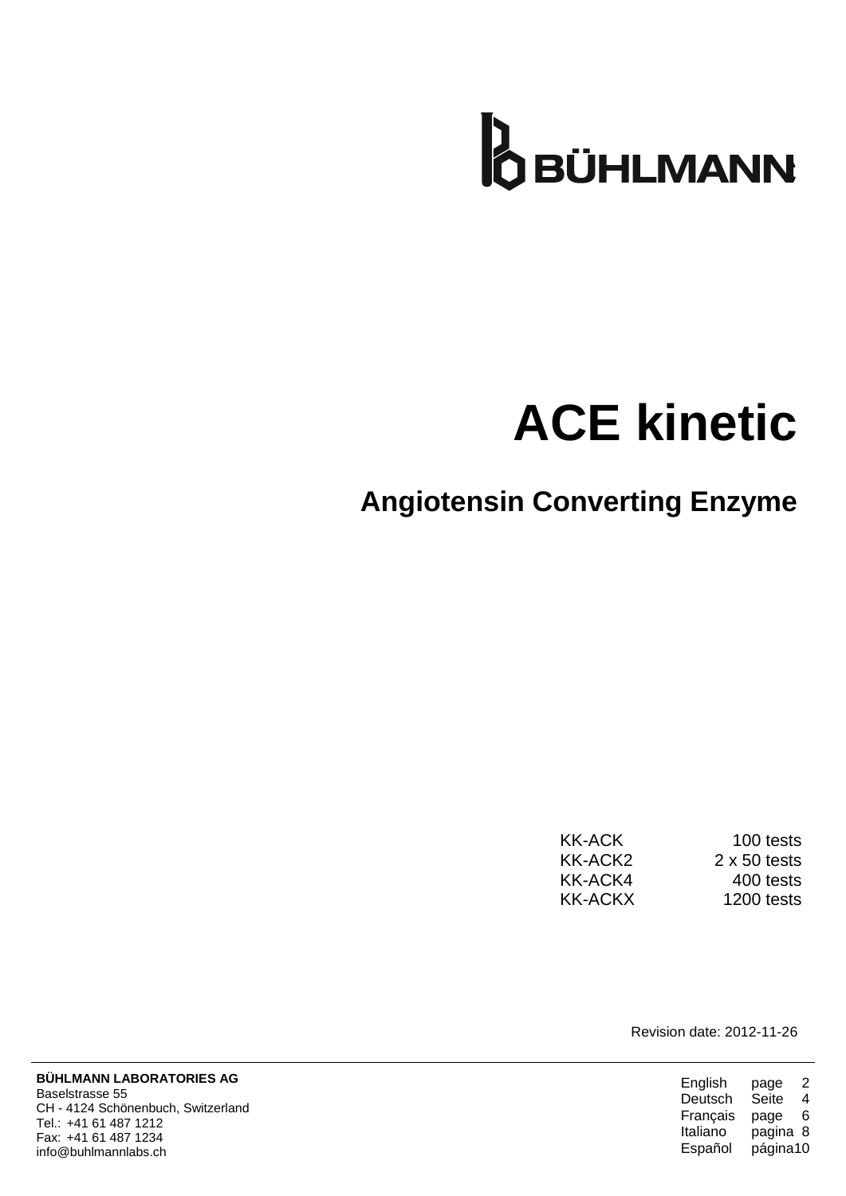BÜHLMANN

# ACE kinetic

## Angiotensin Converting Enzyme

| | |
|---|---|
| KK-ACK | 100 tests |
| KK-ACK2 | 2 x 50 tests |
| KK-ACK4 | 400 tests |
| KK-ACKX | 1200 tests |

Revision date: 2012-11-26

**BÜHLMANN LABORATORIES AG**
Baselstrasse 55
CH - 4124 Schönenbuch, Switzerland
Tel.: +41 61 487 1212
Fax: +41 61 487 1234
info@buhlmannlabs.ch

| | | |
|---|---|---|
| English | page | 2 |
| Deutsch | Seite | 4 |
| Français | page | 6 |
| Italiano | pagina | 8 |
| Español | página | 10 |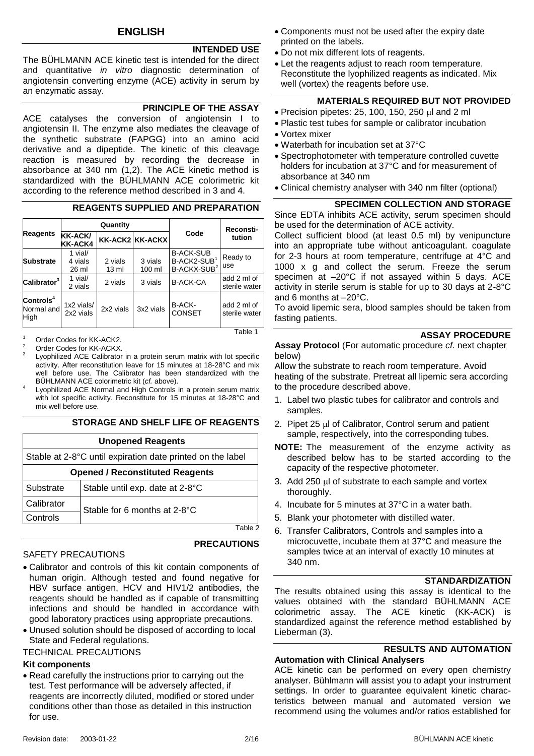## ENGLISH

### INTENDED USE

The BÜHLMANN ACE kinetic test is intended for the direct and quantitative *in vitro* diagnostic determination of angiotensin converting enzyme (ACE) activity in serum by an enzymatic assay.

### PRINCIPLE OF THE ASSAY

ACE catalyses the conversion of angiotensin I to angiotensin II. The enzyme also mediates the cleavage of the synthetic substrate (FAPGG) into an amino acid derivative and a dipeptide. The kinetic of this cleavage reaction is measured by recording the decrease in absorbance at 340 nm (1,2). The ACE kinetic method is standardized with the BÜHLMANN ACE colorimetric kit according to the reference method described in 3 and 4.

### REAGENTS SUPPLIED AND PREPARATION

| Reagents | Quantity | | | Code | Reconsti-tution |
|---|---|---|---|---|---|
| | KK-ACK/ KK-ACK4 | KK-ACK2 | KK-ACKX | | |
| Substrate | 1 vial/ 4 vials 26 ml | 2 vials 13 ml | 3 vials 100 ml | B-ACK-SUB B-ACK2-SUB[1] B-ACKX-SUB[2] | Ready to use |
| Calibrator[3] | 1 vial/ 2 vials | 2 vials | 3 vials | B-ACK-CA | add 2 ml of sterile water |
| Controls[4] Normal and High | 1x2 vials/ 2x2 vials | 2x2 vials | 3x2 vials | B-ACK-CONSET | add 2 ml of sterile water |

Table 1

[1] Order Codes for KK-ACK2.
[2] Order Codes for KK-ACKX.
[3] Lyophilized ACE Calibrator in a protein serum matrix with lot specific activity. After reconstitution leave for 15 minutes at 18-28°C and mix well before use. The Calibrator has been standardized with the BÜHLMANN ACE colorimetric kit (*cf.* above).
[4] Lyophilized ACE Normal and High Controls in a protein serum matrix with lot specific activity. Reconstitute for 15 minutes at 18-28°C and mix well before use.

### STORAGE AND SHELF LIFE OF REAGENTS

| Unopened Reagents | |
|---|---|
| Stable at 2-8°C until expiration date printed on the label | |
| **Opened / Reconstituted Reagents** | |
| Substrate | Stable until exp. date at 2-8°C |
| Calibrator | Stable for 6 months at 2-8°C |
| Controls | |

Table 2

### PRECAUTIONS

SAFETY PRECAUTIONS

- Calibrator and controls of this kit contain components of human origin. Although tested and found negative for HBV surface antigen, HCV and HIV1/2 antibodies, the reagents should be handled as if capable of transmitting infections and should be handled in accordance with good laboratory practices using appropriate precautions.
- Unused solution should be disposed of according to local State and Federal regulations.

TECHNICAL PRECAUTIONS

**Kit components**

- Read carefully the instructions prior to carrying out the test. Test performance will be adversely affected, if reagents are incorrectly diluted, modified or stored under conditions other than those as detailed in this instruction for use.
- Components must not be used after the expiry date printed on the labels.
- Do not mix different lots of reagents.
- Let the reagents adjust to reach room temperature. Reconstitute the lyophilized reagents as indicated. Mix well (vortex) the reagents before use.

### MATERIALS REQUIRED BUT NOT PROVIDED

- Precision pipetes: 25, 100, 150, 250 µl and 2 ml
- Plastic test tubes for sample or calibrator incubation
- Vortex mixer
- Waterbath for incubation set at 37°C
- Spectrophotometer with temperature controlled cuvette holders for incubation at 37°C and for measurement of absorbance at 340 nm
- Clinical chemistry analyser with 340 nm filter (optional)

### SPECIMEN COLLECTION AND STORAGE

Since EDTA inhibits ACE activity, serum specimen should be used for the determination of ACE activity.

Collect sufficient blood (at least 0.5 ml) by venipuncture into an appropriate tube without anticoagulant. coagulate for 2-3 hours at room temperature, centrifuge at 4°C and 1000 x g and collect the serum. Freeze the serum specimen at –20°C if not assayed within 5 days. ACE activity in sterile serum is stable for up to 30 days at 2-8°C and 6 months at –20°C.

To avoid lipemic sera, blood samples should be taken from fasting patients.

### ASSAY PROCEDURE

**Assay Protocol** (For automatic procedure *cf.* next chapter below)

Allow the substrate to reach room temperature. Avoid heating of the substrate. Pretreat all lipemic sera according to the procedure described above.

1. Label two plastic tubes for calibrator and controls and samples.
2. Pipet 25 µl of Calibrator, Control serum and patient sample, respectively, into the corresponding tubes.

**NOTE:** The measurement of the enzyme activity as described below has to be started according to the capacity of the respective photometer.

3. Add 250 µl of substrate to each sample and vortex thoroughly.
4. Incubate for 5 minutes at 37°C in a water bath.
5. Blank your photometer with distilled water.
6. Transfer Calibrators, Controls and samples into a microcuvette, incubate them at 37°C and measure the samples twice at an interval of exactly 10 minutes at 340 nm.

### STANDARDIZATION

The results obtained using this assay is identical to the values obtained with the standard BÜHLMANN ACE colorimetric assay. The ACE kinetic (KK-ACK) is standardized against the reference method established by Lieberman (3).

### RESULTS AND AUTOMATION

**Automation with Clinical Analysers**

ACE kinetic can be performed on every open chemistry analyser. Bühlmann will assist you to adapt your instrument settings. In order to guarantee equivalent kinetic characteristics between manual and automated version we recommend using the volumes and/or ratios established for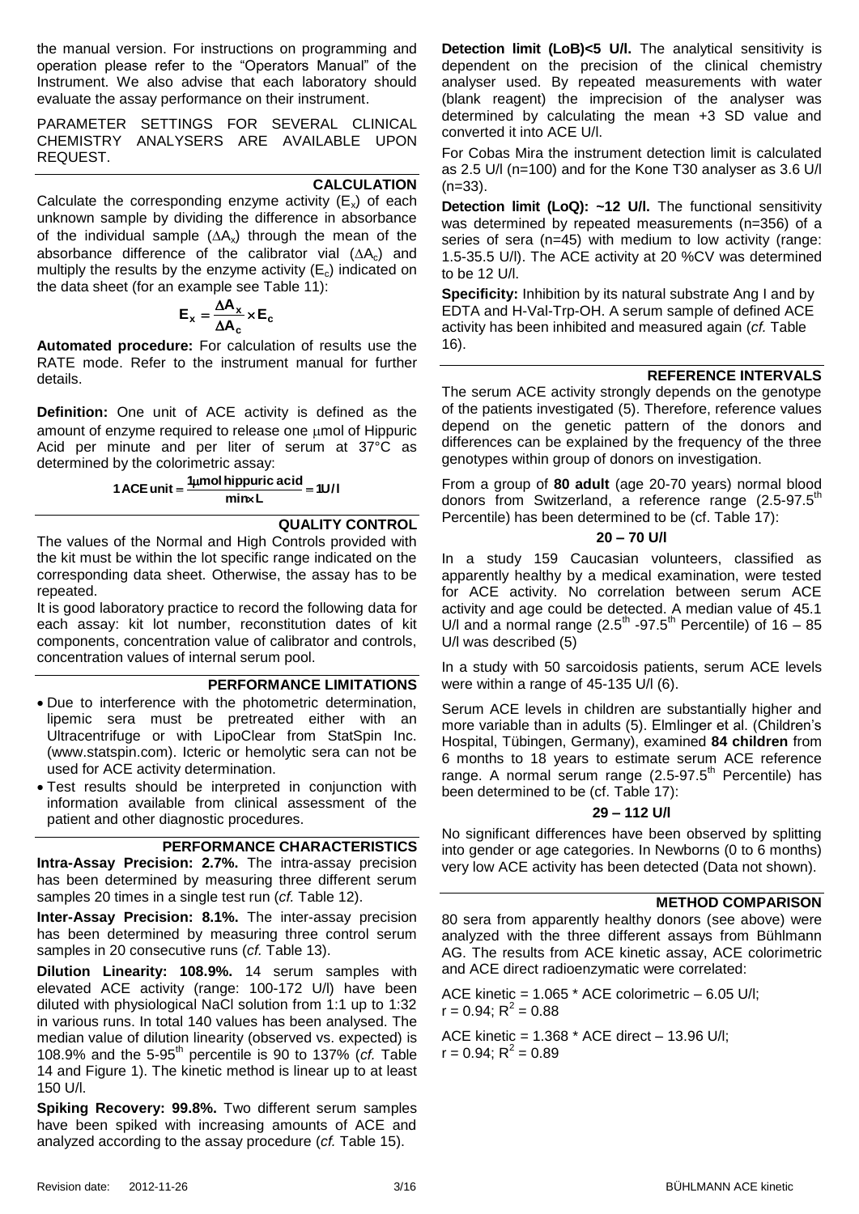the manual version. For instructions on programming and operation please refer to the "Operators Manual" of the Instrument. We also advise that each laboratory should evaluate the assay performance on their instrument.

PARAMETER SETTINGS FOR SEVERAL CLINICAL CHEMISTRY ANALYSERS ARE AVAILABLE UPON REQUEST.

## CALCULATION

Calculate the corresponding enzyme activity ($E_x$) of each unknown sample by dividing the difference in absorbance of the individual sample ($\Delta A_x$) through the mean of the absorbance difference of the calibrator vial ($\Delta A_c$) and multiply the results by the enzyme activity ($E_c$) indicated on the data sheet (for an example see Table 11):

$$E_x = \frac{\Delta A_x}{\Delta A_c} \times E_c$$

**Automated procedure:** For calculation of results use the RATE mode. Refer to the instrument manual for further details.

**Definition:** One unit of ACE activity is defined as the amount of enzyme required to release one μmol of Hippuric Acid per minute and per liter of serum at 37°C as determined by the colorimetric assay:

$$1\,\text{ACE unit} = \frac{1\,\mu\text{mol hippuric acid}}{\text{min} \times \text{L}} = 1\,\text{U/l}$$

## QUALITY CONTROL

The values of the Normal and High Controls provided with the kit must be within the lot specific range indicated on the corresponding data sheet. Otherwise, the assay has to be repeated.

It is good laboratory practice to record the following data for each assay: kit lot number, reconstitution dates of kit components, concentration value of calibrator and controls, concentration values of internal serum pool.

## PERFORMANCE LIMITATIONS

- Due to interference with the photometric determination, lipemic sera must be pretreated either with an Ultracentrifuge or with LipoClear from StatSpin Inc. (www.statspin.com). Icteric or hemolytic sera can not be used for ACE activity determination.
- Test results should be interpreted in conjunction with information available from clinical assessment of the patient and other diagnostic procedures.

## PERFORMANCE CHARACTERISTICS

**Intra-Assay Precision: 2.7%.** The intra-assay precision has been determined by measuring three different serum samples 20 times in a single test run (*cf.* Table 12).

**Inter-Assay Precision: 8.1%.** The inter-assay precision has been determined by measuring three control serum samples in 20 consecutive runs (*cf.* Table 13).

**Dilution Linearity: 108.9%.** 14 serum samples with elevated ACE activity (range: 100-172 U/l) have been diluted with physiological NaCl solution from 1:1 up to 1:32 in various runs. In total 140 values has been analysed. The median value of dilution linearity (observed vs. expected) is 108.9% and the 5-95$^{th}$ percentile is 90 to 137% (*cf.* Table 14 and Figure 1). The kinetic method is linear up to at least 150 U/l.

**Spiking Recovery: 99.8%.** Two different serum samples have been spiked with increasing amounts of ACE and analyzed according to the assay procedure (*cf.* Table 15).

**Detection limit (LoB)<5 U/l.** The analytical sensitivity is dependent on the precision of the clinical chemistry analyser used. By repeated measurements with water (blank reagent) the imprecision of the analyser was determined by calculating the mean +3 SD value and converted it into ACE U/l.

For Cobas Mira the instrument detection limit is calculated as 2.5 U/l (n=100) and for the Kone T30 analyser as 3.6 U/l (n=33).

**Detection limit (LoQ): ~12 U/l.** The functional sensitivity was determined by repeated measurements (n=356) of a series of sera (n=45) with medium to low activity (range: 1.5-35.5 U/l). The ACE activity at 20 %CV was determined to be 12 U/l.

**Specificity:** Inhibition by its natural substrate Ang I and by EDTA and H-Val-Trp-OH. A serum sample of defined ACE activity has been inhibited and measured again (*cf.* Table 16).

## REFERENCE INTERVALS

The serum ACE activity strongly depends on the genotype of the patients investigated (5). Therefore, reference values depend on the genetic pattern of the donors and differences can be explained by the frequency of the three genotypes within group of donors on investigation.

From a group of **80 adult** (age 20-70 years) normal blood donors from Switzerland, a reference range (2.5-97.5$^{th}$ Percentile) has been determined to be (cf. Table 17):

**20 – 70 U/l**

In a study 159 Caucasian volunteers, classified as apparently healthy by a medical examination, were tested for ACE activity. No correlation between serum ACE activity and age could be detected. A median value of 45.1 U/l and a normal range (2.5$^{th}$ -97.5$^{th}$ Percentile) of 16 – 85 U/l was described (5)

In a study with 50 sarcoidosis patients, serum ACE levels were within a range of 45-135 U/l (6).

Serum ACE levels in children are substantially higher and more variable than in adults (5). Elmlinger et al. (Children's Hospital, Tübingen, Germany), examined **84 children** from 6 months to 18 years to estimate serum ACE reference range. A normal serum range (2.5-97.5$^{th}$ Percentile) has been determined to be (cf. Table 17):

**29 – 112 U/l**

No significant differences have been observed by splitting into gender or age categories. In Newborns (0 to 6 months) very low ACE activity has been detected (Data not shown).

## METHOD COMPARISON

80 sera from apparently healthy donors (see above) were analyzed with the three different assays from Bühlmann AG. The results from ACE kinetic assay, ACE colorimetric and ACE direct radioenzymatic were correlated:

ACE kinetic = 1.065 * ACE colorimetric – 6.05 U/l;
$r = 0.94$; $R^2 = 0.88$

ACE kinetic = 1.368 * ACE direct – 13.96 U/l;
$r = 0.94$; $R^2 = 0.89$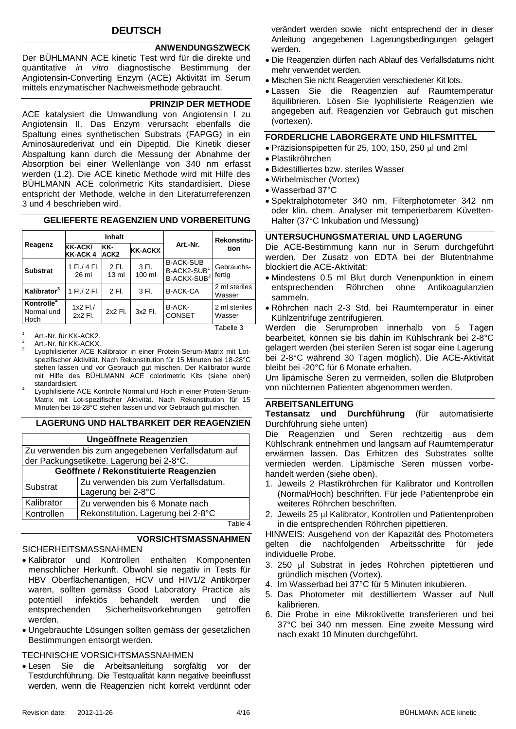## DEUTSCH

### ANWENDUNGSZWECK

Der BÜHLMANN ACE kinetic Test wird für die direkte und quantitative *in vitro* diagnostische Bestimmung der Angiotensin-Converting Enzym (ACE) Aktivität im Serum mittels enzymatischer Nachweismethode gebraucht.

### PRINZIP DER METHODE

ACE katalysiert die Umwandlung von Angiotensin I zu Angiotensin II. Das Enzym verursacht ebenfalls die Spaltung eines synthetischen Substrats (FAPGG) in ein Aminosäurederivat und ein Dipeptid. Die Kinetik dieser Abspaltung kann durch die Messung der Abnahme der Absorption bei einer Wellenlänge von 340 nm erfasst werden (1,2). Die ACE kinetic Methode wird mit Hilfe des BÜHLMANN ACE colorimetric Kits standardisiert. Diese entspricht der Methode, welche in den Literaturreferenzen 3 und 4 beschrieben wird.

### GELIEFERTE REAGENZIEN UND VORBEREITUNG

| Reagenz | Inhalt | | | Art.-Nr. | Rekonstitution |
|---|---|---|---|---|---|
| | KK-ACK/ KK-ACK 4 | KK-ACK2 | KK-ACKX | | |
| **Substrat** | 1 Fl./ 4 Fl. 26 ml | 2 Fl. 13 ml | 3 Fl. 100 ml | B-ACK-SUB B-ACK2-SUB[1] B-ACKX-SUB[2] | Gebrauchsfertig |
| **Kalibrator**[3] | 1 Fl./ 2 Fl. | 2 Fl. | 3 Fl. | B-ACK-CA | 2 ml steriles Wasser |
| **Kontrolle**[4] Normal und Hoch | 1x2 Fl./ 2x2 Fl. | 2x2 Fl. | 3x2 Fl. | B-ACK-CONSET | 2 ml steriles Wasser |

Tabelle 3

[1] Art.-Nr. für KK-ACK2.
[2] Art.-Nr. für KK-ACKX.
[3] Lyophilisierter ACE Kalibrator in einer Protein-Serum-Matrix mit Lot-spezifischer Aktivität. Nach Rekonstitution für 15 Minuten bei 18-28°C stehen lassen und vor Gebrauch gut mischen. Der Kalibrator wurde mit Hilfe des BÜHLMANN ACE colorimetric Kits (siehe oben) standardisiert.
[4] Lyophilisierte ACE Kontrolle Normal und Hoch in einer Protein-Serum-Matrix mit Lot-spezifischer Aktivität. Nach Rekonstitution für 15 Minuten bei 18-28°C stehen lassen und vor Gebrauch gut mischen.

### LAGERUNG UND HALTBARKEIT DER REAGENZIEN

| **Ungeöffnete Reagenzien** | |
|---|---|
| Zu verwenden bis zum angegebenen Verfallsdatum auf der Packungsetikette. Lagerung bei 2-8°C. | |
| **Geöffnete / Rekonstituierte Reagenzien** | |
| Substrat | Zu verwenden bis zum Verfallsdatum. Lagerung bei 2-8°C |
| Kalibrator | Zu verwenden bis 6 Monate nach Rekonstitution. Lagerung bei 2-8°C |
| Kontrollen | |

Table 4

### VORSICHTSMASSNAHMEN

SICHERHEITSMASSNAHMEN

- Kalibrator und Kontrollen enthalten Komponenten menschlicher Herkunft. Obwohl sie negativ in Tests für HBV Oberflächenantigen, HCV und HIV1/2 Antikörper waren, sollten gemäss Good Laboratory Practice als potentiell infektiös behandelt werden und die entsprechenden Sicherheitsvorkehrungen getroffen werden.
- Ungebrauchte Lösungen sollten gemäss der gesetzlichen Bestimmungen entsorgt werden.

TECHNISCHE VORSICHTSMASSNAHMEN

- Lesen Sie die Arbeitsanleitung sorgfältig vor der Testdurchführung. Die Testqualität kann negative beeinflusst werden, wenn die Reagenzien nicht korrekt verdünnt oder verändert werden sowie nicht entsprechend der in dieser Anleitung angegebenen Lagerungsbedingungen gelagert werden.
- Die Reagenzien dürfen nach Ablauf des Verfallsdatums nicht mehr verwendet werden.
- Mischen Sie nicht Reagenzien verschiedener Kit lots.
- Lassen Sie die Reagenzien auf Raumtemperatur äquilibrieren. Lösen Sie lyophilisierte Reagenzien wie angegeben auf. Reagenzien vor Gebrauch gut mischen (vortexen).

### FORDERLICHE LABORGERÄTE UND HILFSMITTEL

- Präzisionspipetten für 25, 100, 150, 250 µl und 2ml
- Plastikröhrchen
- Bidestilliertes bzw. steriles Wasser
- Wirbelmischer (Vortex)
- Wasserbad 37°C
- Spektralphotometer 340 nm, Filterphotometer 342 nm oder klin. chem. Analyser mit temperierbarem Küvetten-Halter (37°C Inkubation und Messung)

### UNTERSUCHUNGSMATERIAL UND LAGERUNG

Die ACE-Bestimmung kann nur in Serum durchgeführt werden. Der Zusatz von EDTA bei der Blutentnahme blockiert die ACE-Aktivität:

- Mindestens 0.5 ml Blut durch Venenpunktion in einem entsprechenden Röhrchen ohne Antikoagulanzien sammeln.
- Röhrchen nach 2-3 Std. bei Raumtemperatur in einer Kühlzentrifuge zentrifugieren.

Werden die Serumproben innerhalb von 5 Tagen bearbeitet, können sie bis dahin im Kühlschrank bei 2-8°C gelagert werden (bei sterilen Seren ist sogar eine Lagerung bei 2-8°C während 30 Tagen möglich). Die ACE-Aktivität bleibt bei -20°C für 6 Monate erhalten.

Um lipämische Seren zu vermeiden, sollen die Blutproben von nüchternen Patienten abgenommen werden.

### ARBEITSANLEITUNG

**Testansatz und Durchführung** (für automatisierte Durchführung siehe unten)

Die Reagenzien und Seren rechtzeitig aus dem Kühlschrank entnehmen und langsam auf Raumtemperatur erwärmen lassen. Das Erhitzen des Substrates sollte vermieden werden. Lipämische Seren müssen vorbehandelt werden (siehe oben).

1. Jeweils 2 Plastikröhrchen für Kalibrator und Kontrollen (Normal/Hoch) beschriften. Für jede Patientenprobe ein weiteres Röhrchen beschriften.
2. Jeweils 25 µl Kalibrator, Kontrollen und Patientenproben in die entsprechenden Röhrchen pipettieren.

HINWEIS: Ausgehend von der Kapazität des Photometers gelten die nachfolgenden Arbeitsschritte für jede individuelle Probe.

3. 250 µl Substrat in jedes Röhrchen piptettieren und gründlich mischen (Vortex).
4. Im Wasserbad bei 37°C für 5 Minuten inkubieren.
5. Das Photometer mit destilliertem Wasser auf Null kalibrieren.
6. Die Probe in eine Mikroküvette transferieren und bei 37°C bei 340 nm messen. Eine zweite Messung wird nach exakt 10 Minuten durchgeführt.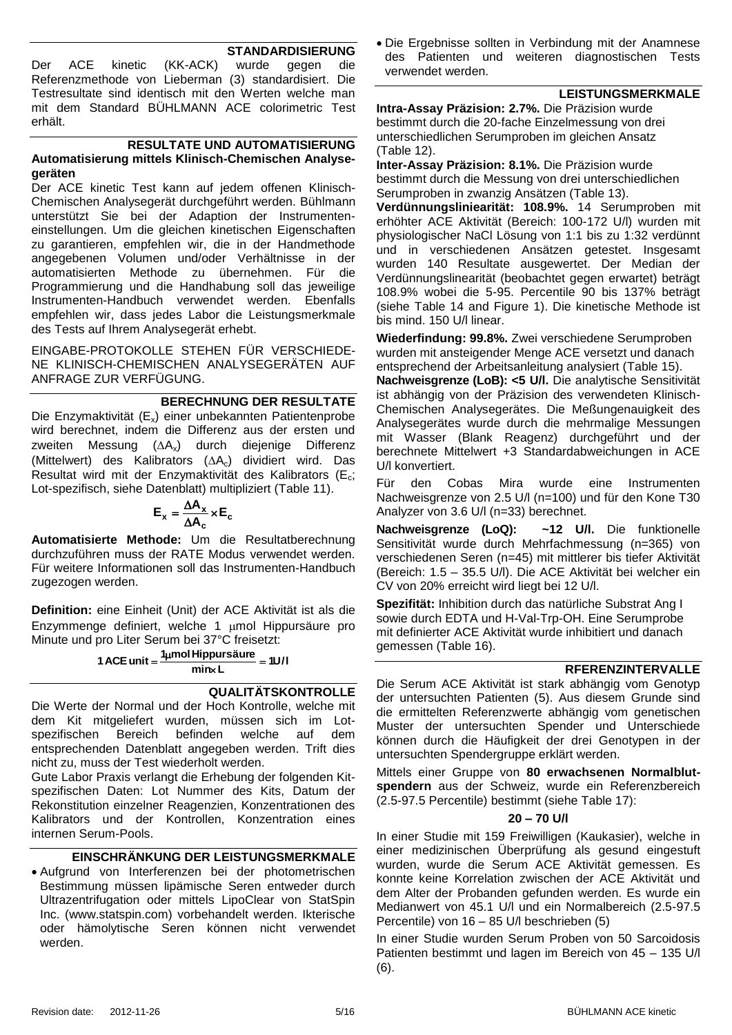## STANDARDISIERUNG

Der ACE kinetic (KK-ACK) wurde gegen die Referenzmethode von Lieberman (3) standardisiert. Die Testresultate sind identisch mit den Werten welche man mit dem Standard BÜHLMANN ACE colorimetric Test erhält.

## RESULTATE UND AUTOMATISIERUNG

**Automatisierung mittels Klinisch-Chemischen Analysegeräten**

Der ACE kinetic Test kann auf jedem offenen Klinisch-Chemischen Analysegerät durchgeführt werden. Bühlmann unterstützt Sie bei der Adaption der Instrumenteneinstellungen. Um die gleichen kinetischen Eigenschaften zu garantieren, empfehlen wir, die in der Handmethode angegebenen Volumen und/oder Verhältnisse in der automatisierten Methode zu übernehmen. Für die Programmierung und die Handhabung soll das jeweilige Instrumenten-Handbuch verwendet werden. Ebenfalls empfehlen wir, dass jedes Labor die Leistungsmerkmale des Tests auf Ihrem Analysegerät erhebt.

EINGABE-PROTOKOLLE STEHEN FÜR VERSCHIEDENE KLINISCH-CHEMISCHEN ANALYSEGERÄTEN AUF ANFRAGE ZUR VERFÜGUNG.

## BERECHNUNG DER RESULTATE

Die Enzymaktivität ($E_x$) einer unbekannten Patientenprobe wird berechnet, indem die Differenz aus der ersten und zweiten Messung ($\Delta A_x$) durch diejenige Differenz (Mittelwert) des Kalibrators ($\Delta A_c$) dividiert wird. Das Resultat wird mit der Enzymaktivität des Kalibrators ($E_c$; Lot-spezifisch, siehe Datenblatt) multipliziert (Table 11).

$$E_x = \frac{\Delta A_x}{\Delta A_c} \times E_c$$

**Automatisierte Methode:** Um die Resultatberechnung durchzuführen muss der RATE Modus verwendet werden. Für weitere Informationen soll das Instrumenten-Handbuch zugezogen werden.

**Definition:** eine Einheit (Unit) der ACE Aktivität ist als die Enzymmenge definiert, welche 1 µmol Hippursäure pro Minute und pro Liter Serum bei 37°C freisetzt:

$$1\,\text{ACE unit} = \frac{1\,\mu\text{mol Hippursäure}}{\text{min} \times \text{L}} = 1\,\text{U/l}$$

## QUALITÄTSKONTROLLE

Die Werte der Normal und der Hoch Kontrolle, welche mit dem Kit mitgeliefert wurden, müssen sich im Lot-spezifischen Bereich befinden welche auf dem entsprechenden Datenblatt angegeben werden. Trift dies nicht zu, muss der Test wiederholt werden.

Gute Labor Praxis verlangt die Erhebung der folgenden Kit-spezifischen Daten: Lot Nummer des Kits, Datum der Rekonstitution einzelner Reagenzien, Konzentrationen des Kalibrators und der Kontrollen, Konzentration eines internen Serum-Pools.

## EINSCHRÄNKUNG DER LEISTUNGSMERKMALE

- Aufgrund von Interferenzen bei der photometrischen Bestimmung müssen lipämische Seren entweder durch Ultrazentrifugation oder mittels LipoClear von StatSpin Inc. (www.statspin.com) vorbehandelt werden. Ikterische oder hämolytische Seren können nicht verwendet werden.
- Die Ergebnisse sollten in Verbindung mit der Anamnese des Patienten und weiteren diagnostischen Tests verwendet werden.

## LEISTUNGSMERKMALE

**Intra-Assay Präzision: 2.7%.** Die Präzision wurde bestimmt durch die 20-fache Einzelmessung von drei unterschiedlichen Serumproben im gleichen Ansatz (Table 12).

**Inter-Assay Präzision: 8.1%.** Die Präzision wurde bestimmt durch die Messung von drei unterschiedlichen Serumproben in zwanzig Ansätzen (Table 13).

**Verdünnungsliniearität: 108.9%.** 14 Serumproben mit erhöhter ACE Aktivität (Bereich: 100-172 U/l) wurden mit physiologischer NaCl Lösung von 1:1 bis zu 1:32 verdünnt und in verschiedenen Ansätzen getestet. Insgesamt wurden 140 Resultate ausgewertet. Der Median der Verdünnungslinearität (beobachtet gegen erwartet) beträgt 108.9% wobei die 5-95. Percentile 90 bis 137% beträgt (siehe Table 14 and Figure 1). Die kinetische Methode ist bis mind. 150 U/l linear.

**Wiederfindung: 99.8%.** Zwei verschiedene Serumproben wurden mit ansteigender Menge ACE versetzt und danach entsprechend der Arbeitsanleitung analysiert (Table 15).

**Nachweisgrenze (LoB): <5 U/l.** Die analytische Sensitivität ist abhängig von der Präzision des verwendeten Klinisch-Chemischen Analysegerätes. Die Meßungenauigkeit des Analysegerätes wurde durch die mehrmalige Messungen mit Wasser (Blank Reagenz) durchgeführt und der berechnete Mittelwert +3 Standardabweichungen in ACE U/l konvertiert.

Für den Cobas Mira wurde eine Instrumenten Nachweisgrenze von 2.5 U/l (n=100) und für den Kone T30 Analyzer von 3.6 U/l (n=33) berechnet.

**Nachweisgrenze (LoQ): ~12 U/l.** Die funktionelle Sensitivität wurde durch Mehrfachmessung (n=365) von verschiedenen Seren (n=45) mit mittlerer bis tiefer Aktivität (Bereich: 1.5 – 35.5 U/l). Die ACE Aktivität bei welcher ein CV von 20% erreicht wird liegt bei 12 U/l.

**Spezifität:** Inhibition durch das natürliche Substrat Ang I sowie durch EDTA und H-Val-Trp-OH. Eine Serumprobe mit definierter ACE Aktivität wurde inhibitiert und danach gemessen (Table 16).

## RFERENZINTERVALLE

Die Serum ACE Aktivität ist stark abhängig vom Genotyp der untersuchten Patienten (5). Aus diesem Grunde sind die ermittelten Referenzwerte abhängig vom genetischen Muster der untersuchten Spender und Unterschiede können durch die Häufigkeit der drei Genotypen in der untersuchten Spendergruppe erklärt werden.

Mittels einer Gruppe von **80 erwachsenen Normalblutspendern** aus der Schweiz, wurde ein Referenzbereich (2.5-97.5 Percentile) bestimmt (siehe Table 17):

**20 – 70 U/l**

In einer Studie mit 159 Freiwilligen (Kaukasier), welche in einer medizinischen Überprüfung als gesund eingestuft wurden, wurde die Serum ACE Aktivität gemessen. Es konnte keine Korrelation zwischen der ACE Aktivität und dem Alter der Probanden gefunden werden. Es wurde ein Medianwert von 45.1 U/l und ein Normalbereich (2.5-97.5 Percentile) von 16 – 85 U/l beschrieben (5)

In einer Studie wurden Serum Proben von 50 Sarcoidosis Patienten bestimmt und lagen im Bereich von 45 – 135 U/l (6).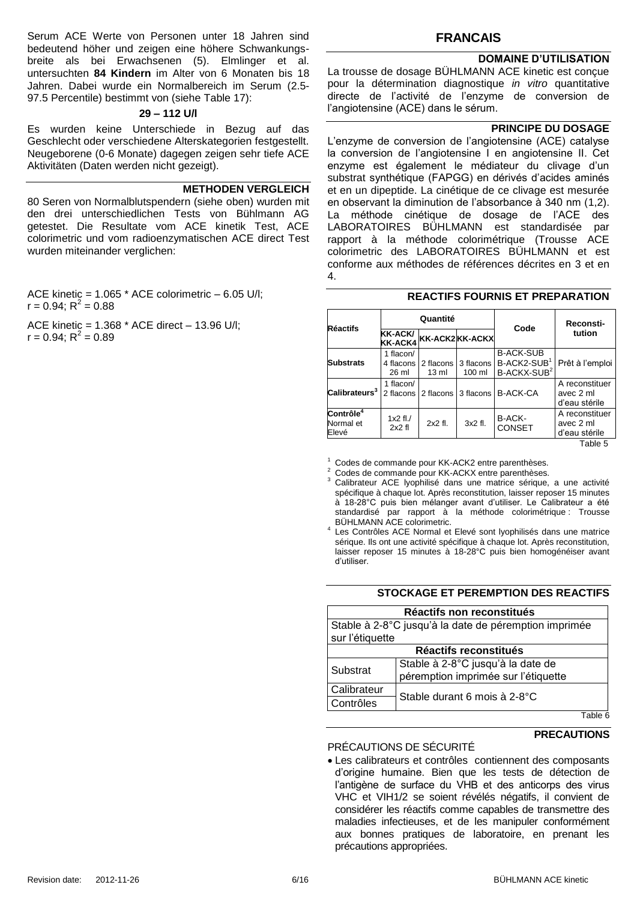Serum ACE Werte von Personen unter 18 Jahren sind bedeutend höher und zeigen eine höhere Schwankungsbreite als bei Erwachsenen (5). Elmlinger et al. untersuchten **84 Kindern** im Alter von 6 Monaten bis 18 Jahren. Dabei wurde ein Normalbereich im Serum (2.5-97.5 Percentile) bestimmt von (siehe Table 17):

**29 – 112 U/l**

Es wurden keine Unterschiede in Bezug auf das Geschlecht oder verschiedene Alterskategorien festgestellt. Neugeborene (0-6 Monate) dagegen zeigen sehr tiefe ACE Aktivitäten (Daten werden nicht gezeigt).

### METHODEN VERGLEICH

80 Seren von Normalblutspendern (siehe oben) wurden mit den drei unterschiedlichen Tests von Bühlmann AG getestet. Die Resultate vom ACE kinetik Test, ACE colorimetric und vom radioenzymatischen ACE direct Test wurden miteinander verglichen:

ACE kinetic = 1.065 * ACE colorimetric – 6.05 U/l;
$r = 0.94$; $R^2 = 0.88$

ACE kinetic = 1.368 * ACE direct – 13.96 U/l;
$r = 0.94$; $R^2 = 0.89$

## FRANCAIS

### DOMAINE D'UTILISATION

La trousse de dosage BÜHLMANN ACE kinetic est conçue pour la détermination diagnostique *in vitro* quantitative directe de l'activité de l'enzyme de conversion de l'angiotensine (ACE) dans le sérum.

### PRINCIPE DU DOSAGE

L'enzyme de conversion de l'angiotensine (ACE) catalyse la conversion de l'angiotensine I en angiotensine II. Cet enzyme est également le médiateur du clivage d'un substrat synthétique (FAPGG) en dérivés d'acides aminés et en un dipeptide. La cinétique de ce clivage est mesurée en observant la diminution de l'absorbance à 340 nm (1,2). La méthode cinétique de dosage de l'ACE des LABORATOIRES BÜHLMANN est standardisée par rapport à la méthode colorimétrique (Trousse ACE colorimetric des LABORATOIRES BÜHLMANN et est conforme aux méthodes de références décrites en 3 et en 4.

### REACTIFS FOURNIS ET PREPARATION

| Réactifs | Quantité | | | Code | Reconsti-tution |
|---|---|---|---|---|---|
| | KK-ACK/ KK-ACK4 | KK-ACK2 | KK-ACKX | | |
| **Substrats** | 1 flacon/ 4 flacons 26 ml | 2 flacons 13 ml | 3 flacons 100 ml | B-ACK-SUB B-ACK2-SUB[1] B-ACKX-SUB[2] | Prêt à l'emploi |
| **Calibrateurs[3]** | 1 flacon/ 2 flacons | 2 flacons | 3 flacons | B-ACK-CA | A reconstituer avec 2 ml d'eau stérile |
| **Contrôle[4]** Normal et Elevé | 1x2 fl./ 2x2 fl | 2x2 fl. | 3x2 fl. | B-ACK-CONSET | A reconstituer avec 2 ml d'eau stérile |

Table 5

[1] Codes de commande pour KK-ACK2 entre parenthèses.
[2] Codes de commande pour KK-ACKX entre parenthèses.
[3] Calibrateur ACE lyophilisé dans une matrice sérique, a une activité spécifique à chaque lot. Après reconstitution, laisser reposer 15 minutes à 18-28°C puis bien mélanger avant d'utiliser. Le Calibrateur a été standardisé par rapport à la méthode colorimétrique : Trousse BÜHLMANN ACE colorimetric.
[4] Les Contrôles ACE Normal et Elevé sont lyophilisés dans une matrice sérique. Ils ont une activité spécifique à chaque lot. Après reconstitution, laisser reposer 15 minutes à 18-28°C puis bien homogénéiser avant d'utiliser.

### STOCKAGE ET PEREMPTION DES REACTIFS

| Réactifs non reconstitués | |
|---|---|
| Stable à 2-8°C jusqu'à la date de péremption imprimée sur l'étiquette | |
| **Réactifs reconstitués** | |
| Substrat | Stable à 2-8°C jusqu'à la date de péremption imprimée sur l'étiquette |
| Calibrateur | Stable durant 6 mois à 2-8°C |
| Contrôles | Stable durant 6 mois à 2-8°C |

Table 6

### PRECAUTIONS

PRÉCAUTIONS DE SÉCURITÉ

- Les calibrateurs et contrôles contiennent des composants d'origine humaine. Bien que les tests de détection de l'antigène de surface du VHB et des anticorps des virus VHC et VIH1/2 se soient révélés négatifs, il convient de considérer les réactifs comme capables de transmettre des maladies infectieuses, et de les manipuler conformément aux bonnes pratiques de laboratoire, en prenant les précautions appropriées.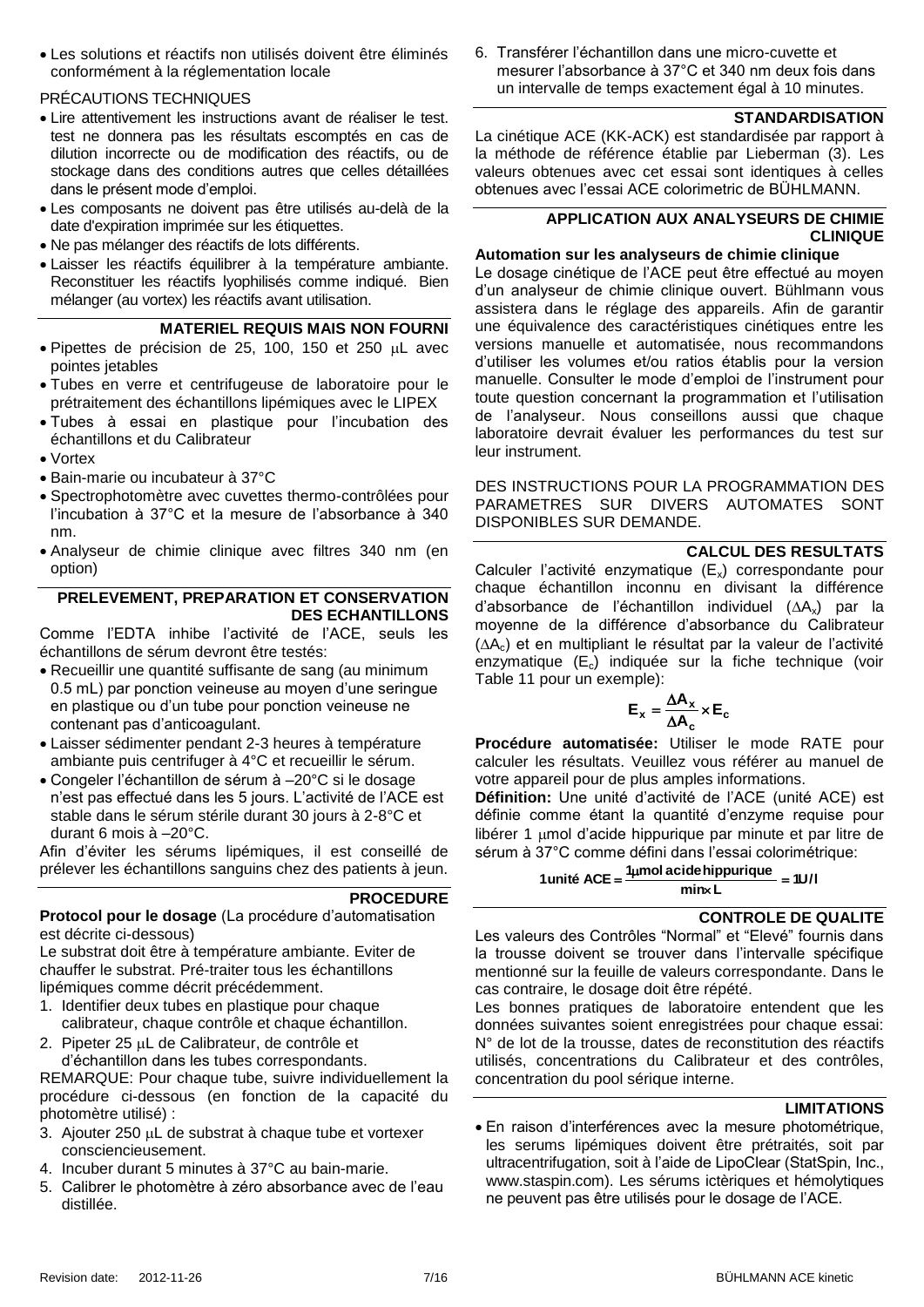- Les solutions et réactifs non utilisés doivent être éliminés conformément à la réglementation locale

PRÉCAUTIONS TECHNIQUES

- Lire attentivement les instructions avant de réaliser le test. test ne donnera pas les résultats escomptés en cas de dilution incorrecte ou de modification des réactifs, ou de stockage dans des conditions autres que celles détaillées dans le présent mode d'emploi.
- Les composants ne doivent pas être utilisés au-delà de la date d'expiration imprimée sur les étiquettes.
- Ne pas mélanger des réactifs de lots différents.
- Laisser les réactifs équilibrer à la température ambiante. Reconstituer les réactifs lyophilisés comme indiqué. Bien mélanger (au vortex) les réactifs avant utilisation.

## MATERIEL REQUIS MAIS NON FOURNI

- Pipettes de précision de 25, 100, 150 et 250 µL avec pointes jetables
- Tubes en verre et centrifugeuse de laboratoire pour le prétraitement des échantillons lipémiques avec le LIPEX
- Tubes à essai en plastique pour l'incubation des échantillons et du Calibrateur
- Vortex
- Bain-marie ou incubateur à 37°C
- Spectrophotomètre avec cuvettes thermo-contrôlées pour l'incubation à 37°C et la mesure de l'absorbance à 340 nm.
- Analyseur de chimie clinique avec filtres 340 nm (en option)

## PRELEVEMENT, PREPARATION ET CONSERVATION DES ECHANTILLONS

Comme l'EDTA inhibe l'activité de l'ACE, seuls les échantillons de sérum devront être testés:

- Recueillir une quantité suffisante de sang (au minimum 0.5 mL) par ponction veineuse au moyen d'une seringue en plastique ou d'un tube pour ponction veineuse ne contenant pas d'anticoagulant.
- Laisser sédimenter pendant 2-3 heures à température ambiante puis centrifuger à 4°C et recueillir le sérum.
- Congeler l'échantillon de sérum à –20°C si le dosage n'est pas effectué dans les 5 jours. L'activité de l'ACE est stable dans le sérum stérile durant 30 jours à 2-8°C et durant 6 mois à –20°C.

Afin d'éviter les sérums lipémiques, il est conseillé de prélever les échantillons sanguins chez des patients à jeun.

## PROCEDURE

**Protocol pour le dosage** (La procédure d'automatisation est décrite ci-dessous)

Le substrat doit être à température ambiante. Eviter de chauffer le substrat. Pré-traiter tous les échantillons lipémiques comme décrit précédemment.

1. Identifier deux tubes en plastique pour chaque calibrateur, chaque contrôle et chaque échantillon.
2. Pipeter 25 µL de Calibrateur, de contrôle et d'échantillon dans les tubes correspondants.

REMARQUE: Pour chaque tube, suivre individuellement la procédure ci-dessous (en fonction de la capacité du photomètre utilisé) :

3. Ajouter 250 µL de substrat à chaque tube et vortexer consciencieusement.
4. Incuber durant 5 minutes à 37°C au bain-marie.
5. Calibrer le photomètre à zéro absorbance avec de l'eau distillée.
6. Transférer l'échantillon dans une micro-cuvette et mesurer l'absorbance à 37°C et 340 nm deux fois dans un intervalle de temps exactement égal à 10 minutes.

## STANDARDISATION

La cinétique ACE (KK-ACK) est standardisée par rapport à la méthode de référence établie par Lieberman (3). Les valeurs obtenues avec cet essai sont identiques à celles obtenues avec l'essai ACE colorimetric de BÜHLMANN.

## APPLICATION AUX ANALYSEURS DE CHIMIE CLINIQUE

**Automation sur les analyseurs de chimie clinique**

Le dosage cinétique de l'ACE peut être effectué au moyen d'un analyseur de chimie clinique ouvert. Bühlmann vous assistera dans le réglage des appareils. Afin de garantir une équivalence des caractéristiques cinétiques entre les versions manuelle et automatisée, nous recommandons d'utiliser les volumes et/ou ratios établis pour la version manuelle. Consulter le mode d'emploi de l'instrument pour toute question concernant la programmation et l'utilisation de l'analyseur. Nous conseillons aussi que chaque laboratoire devrait évaluer les performances du test sur leur instrument.

DES INSTRUCTIONS POUR LA PROGRAMMATION DES PARAMETRES SUR DIVERS AUTOMATES SONT DISPONIBLES SUR DEMANDE.

## CALCUL DES RESULTATS

Calculer l'activité enzymatique ($E_x$) correspondante pour chaque échantillon inconnu en divisant la différence d'absorbance de l'échantillon individuel ($\Delta A_x$) par la moyenne de la différence d'absorbance du Calibrateur ($\Delta A_c$) et en multipliant le résultat par la valeur de l'activité enzymatique ($E_c$) indiquée sur la fiche technique (voir Table 11 pour un exemple):

$$E_x = \frac{\Delta A_x}{\Delta A_c} \times E_c$$

**Procédure automatisée:** Utiliser le mode RATE pour calculer les résultats. Veuillez vous référer au manuel de votre appareil pour de plus amples informations.

**Définition:** Une unité d'activité de l'ACE (unité ACE) est définie comme étant la quantité d'enzyme requise pour libérer 1 µmol d'acide hippurique par minute et par litre de sérum à 37°C comme défini dans l'essai colorimétrique:

$$\textbf{1 unité ACE} = \frac{\textbf{1}\mu\textbf{mol acide hippurique}}{\textbf{min} \times \textbf{L}} = \textbf{1U/l}$$

## CONTROLE DE QUALITE

Les valeurs des Contrôles "Normal" et "Elevé" fournis dans la trousse doivent se trouver dans l'intervalle spécifique mentionné sur la feuille de valeurs correspondante. Dans le cas contraire, le dosage doit être répété.

Les bonnes pratiques de laboratoire entendent que les données suivantes soient enregistrées pour chaque essai: N° de lot de la trousse, dates de reconstitution des réactifs utilisés, concentrations du Calibrateur et des contrôles, concentration du pool sérique interne.

## LIMITATIONS

- En raison d'interférences avec la mesure photométrique, les serums lipémiques doivent être prétraités, soit par ultracentrifugation, soit à l'aide de LipoClear (StatSpin, Inc., www.staspin.com). Les sérums ictèriques et hémolytiques ne peuvent pas être utilisés pour le dosage de l'ACE.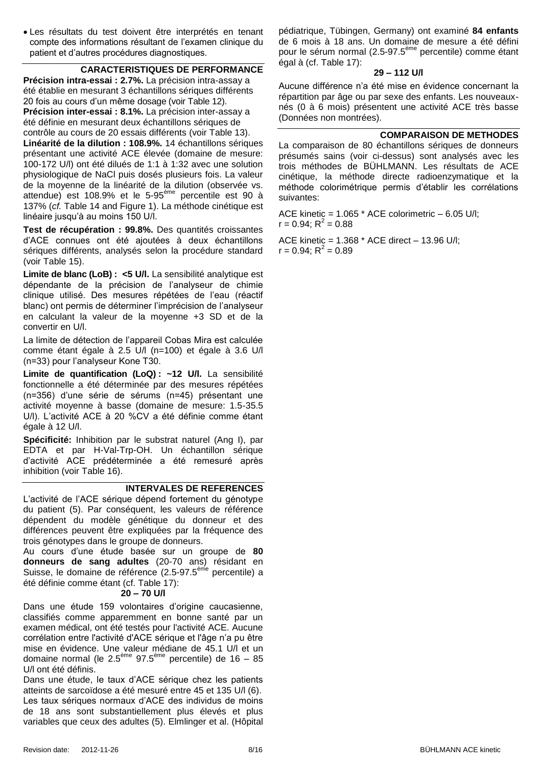- Les résultats du test doivent être interprétés en tenant compte des informations résultant de l'examen clinique du patient et d'autres procédures diagnostiques.

## CARACTERISTIQUES DE PERFORMANCE

**Précision intra-essai : 2.7%.** La précision intra-assay a été établie en mesurant 3 échantillons sériques différents 20 fois au cours d'un même dosage (voir Table 12).

**Précision inter-essai : 8.1%.** La précision inter-assay a été définie en mesurant deux échantillons sériques de contrôle au cours de 20 essais différents (voir Table 13).

**Linéarité de la dilution : 108.9%.** 14 échantillons sériques présentant une activité ACE élevée (domaine de mesure: 100-172 U/l) ont été dilués de 1:1 à 1:32 avec une solution physiologique de NaCl puis dosés plusieurs fois. La valeur de la moyenne de la linéarité de la dilution (observée vs. attendue) est 108.9% et le 5-95$^{ème}$ percentile est 90 à 137% (*cf.* Table 14 and Figure 1). La méthode cinétique est linéaire jusqu'à au moins 150 U/l.

**Test de récupération : 99.8%.** Des quantités croissantes d'ACE connues ont été ajoutées à deux échantillons sériques différents, analysés selon la procédure standard (voir Table 15).

**Limite de blanc (LoB) : <5 U/l.** La sensibilité analytique est dépendante de la précision de l'analyseur de chimie clinique utilisé. Des mesures répétées de l'eau (réactif blanc) ont permis de déterminer l'imprécision de l'analyseur en calculant la valeur de la moyenne +3 SD et de la convertir en U/l.

La limite de détection de l'appareil Cobas Mira est calculée comme étant égale à 2.5 U/l (n=100) et égale à 3.6 U/l (n=33) pour l'analyseur Kone T30.

**Limite de quantification (LoQ) : ~12 U/l.** La sensibilité fonctionnelle a été déterminée par des mesures répétées (n=356) d'une série de sérums (n=45) présentant une activité moyenne à basse (domaine de mesure: 1.5-35.5 U/l). L'activité ACE à 20 %CV a été définie comme étant égale à 12 U/l.

**Spécificité:** Inhibition par le substrat naturel (Ang I), par EDTA et par H-Val-Trp-OH. Un échantillon sérique d'activité ACE prédéterminée a été remesuré après inhibition (voir Table 16).

## INTERVALES DE REFERENCES

L'activité de l'ACE sérique dépend fortement du génotype du patient (5). Par conséquent, les valeurs de référence dépendent du modèle génétique du donneur et des différences peuvent être expliquées par la fréquence des trois génotypes dans le groupe de donneurs.

Au cours d'une étude basée sur un groupe de **80 donneurs de sang adultes** (20-70 ans) résidant en Suisse, le domaine de référence (2.5-97.5$^{ème}$ percentile) a été définie comme étant (cf. Table 17):

**20 – 70 U/l**

Dans une étude 159 volontaires d'origine caucasienne, classifiés comme apparemment en bonne santé par un examen médical, ont été testés pour l'activité ACE. Aucune corrélation entre l'activité d'ACE sérique et l'âge n'a pu être mise en évidence. Une valeur médiane de 45.1 U/l et un domaine normal (le 2.5$^{ème}$ 97.5$^{ème}$ percentile) de 16 – 85 U/l ont été définis.

Dans une étude, le taux d'ACE sérique chez les patients atteints de sarcoïdose a été mesuré entre 45 et 135 U/l (6).

Les taux sériques normaux d'ACE des individus de moins de 18 ans sont substantiellement plus élevés et plus variables que ceux des adultes (5). Elmlinger et al. (Hôpital pédiatrique, Tübingen, Germany) ont examiné **84 enfants** de 6 mois à 18 ans. Un domaine de mesure a été défini pour le sérum normal (2.5-97.5$^{ème}$ percentile) comme étant égal à (cf. Table 17):

**29 – 112 U/l**

Aucune différence n'a été mise en évidence concernant la répartition par âge ou par sexe des enfants. Les nouveaux-nés (0 à 6 mois) présentent une activité ACE très basse (Données non montrées).

## COMPARAISON DE METHODES

La comparaison de 80 échantillons sériques de donneurs présumés sains (voir ci-dessus) sont analysés avec les trois méthodes de BÜHLMANN. Les résultats de ACE cinétique, la méthode directe radioenzymatique et la méthode colorimétrique permis d'établir les corrélations suivantes:

ACE kinetic = 1.065 * ACE colorimetric – 6.05 U/l;
$r = 0.94$; $R^2 = 0.88$

ACE kinetic = 1.368 * ACE direct – 13.96 U/l;
$r = 0.94$; $R^2 = 0.89$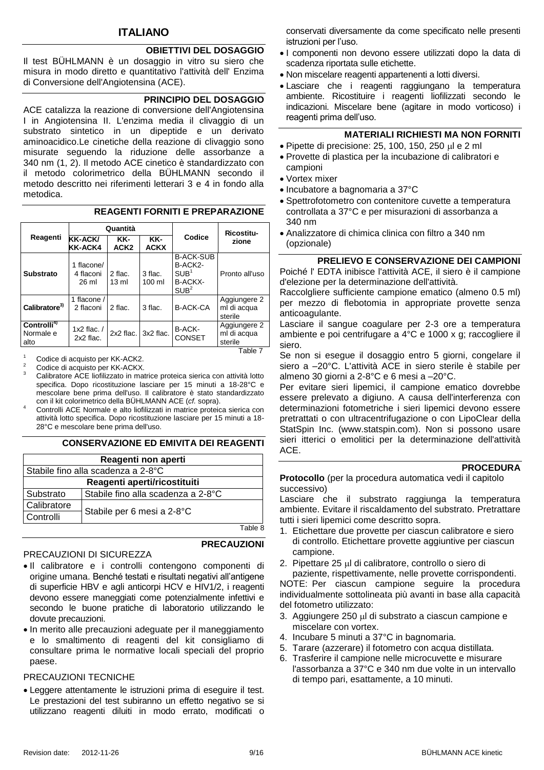# ITALIANO

## OBIETTIVI DEL DOSAGGIO

Il test BÜHLMANN è un dosaggio in vitro su siero che misura in modo diretto e quantitativo l'attività dell' Enzima di Conversione dell'Angiotensina (ACE).

## PRINCIPIO DEL DOSAGGIO

ACE catalizza la reazione di conversione dell'Angiotensina I in Angiotensina II. L'enzima media il clivaggio di un substrato sintetico in un dipeptide e un derivato aminoacidico.Le cinetiche della reazione di clivaggio sono misurate seguendo la riduzione delle assorbanze a 340 nm (1, 2). Il metodo ACE cinetico è standardizzato con il metodo colorimetrico della BÜHLMANN secondo il metodo descritto nei riferimenti letterari 3 e 4 in fondo alla metodica.

## REAGENTI FORNITI E PREPARAZIONE

| Reagenti | Quantità | | | Codice | Ricostituzione |
|---|---|---|---|---|---|
| | KK-ACK/ KK-ACK4 | KK-ACK2 | KK-ACKX | | |
| **Substrato** | 1 flacone/ 4 flaconi 26 ml | 2 flac. 13 ml | 3 flac. 100 ml | B-ACK-SUB B-ACK2-SUB[1] B-ACKX-SUB[2] | Pronto all'uso |
| **Calibratore[3]** | 1 flacone / 2 flaconi | 2 flac. | 3 flac. | B-ACK-CA | Aggiungere 2 ml di acqua sterile |
| **Controlli[4]** Normale e alto | 1x2 flac. / 2x2 flac. | 2x2 flac. | 3x2 flac. | B-ACK-CONSET | Aggiungere 2 ml di acqua sterile |

Table 7

[1] Codice di acquisto per KK-ACK2.
[2] Codice di acquisto per KK-ACKX.
[3] Calibratore ACE liofilizzato in matrice proteica sierica con attività lotto specifica. Dopo ricostituzione lasciare per 15 minuti a 18-28°C e mescolare bene prima dell'uso. Il calibratore è stato standardizzato con il kit colorimetrico della BÜHLMANN ACE (*cf.* sopra).
[4] Controlli ACE Normale e alto liofilizzati in matrice proteica sierica con attività lotto specifica. Dopo ricostituzione lasciare per 15 minuti a 18-28°C e mescolare bene prima dell'uso.

## CONSERVAZIONE ED EMIVITA DEI REAGENTI

| Reagenti non aperti | |
|---|---|
| Stabile fino alla scadenza a 2-8°C | |
| **Reagenti aperti/ricostituiti** | |
| Substrato | Stabile fino alla scadenza a 2-8°C |
| Calibratore | Stabile per 6 mesi a 2-8°C |
| Controlli | Stabile per 6 mesi a 2-8°C |

Table 8

## PRECAUZIONI

### PRECAUZIONI DI SICUREZZA

- Il calibratore e i controlli contengono componenti di origine umana. Benché testati e risultati negativi all'antigene di superficie HBV e agli anticorpi HCV e HIV1/2, i reagenti devono essere maneggiati come potenzialmente infettivi e secondo le buone pratiche di laboratorio utilizzando le dovute precauzioni.
- In merito alle precauzioni adeguate per il maneggiamento e lo smaltimento di reagenti del kit consigliamo di consultare prima le normative locali speciali del proprio paese.

### PRECAUZIONI TECNICHE

- Leggere attentamente le istruzioni prima di eseguire il test. Le prestazioni del test subiranno un effetto negativo se si utilizzano reagenti diluiti in modo errato, modificati o conservati diversamente da come specificato nelle presenti istruzioni per l'uso.
- I componenti non devono essere utilizzati dopo la data di scadenza riportata sulle etichette.
- Non miscelare reagenti appartenenti a lotti diversi.
- Lasciare che i reagenti raggiungano la temperatura ambiente. Ricostituire i reagenti liofilizzati secondo le indicazioni. Miscelare bene (agitare in modo vorticoso) i reagenti prima dell'uso.

## MATERIALI RICHIESTI MA NON FORNITI

- Pipette di precisione: 25, 100, 150, 250 µl e 2 ml
- Provette di plastica per la incubazione di calibratori e campioni
- Vortex mixer
- Incubatore a bagnomaria a 37°C
- Spettrofotometro con contenitore cuvette a temperatura controllata a 37°C e per misurazioni di assorbanza a 340 nm
- Analizzatore di chimica clinica con filtro a 340 nm (opzionale)

## PRELIEVO E CONSERVAZIONE DEI CAMPIONI

Poiché l' EDTA inibisce l'attività ACE, il siero è il campione d'elezione per la determinazione dell'attività.

Raccolgliere sufficiente campione ematico (almeno 0.5 ml) per mezzo di flebotomia in appropriate provette senza anticoagulante.

Lasciare il sangue coagulare per 2-3 ore a temperatura ambiente e poi centrifugare a 4°C e 1000 x g; raccogliere il siero.

Se non si esegue il dosaggio entro 5 giorni, congelare il siero a –20°C. L'attività ACE in siero sterile è stabile per almeno 30 giorni a 2-8°C e 6 mesi a –20°C.

Per evitare sieri lipemici, il campione ematico dovrebbe essere prelevato a digiuno. A causa dell'interferenza con determinazioni fotometriche i sieri lipemici devono essere pretrattati o con ultracentrifugazione o con LipoClear della StatSpin Inc. (www.statspin.com). Non si possono usare sieri itterici o emolitici per la determinazione dell'attività ACE.

## PROCEDURA

**Protocollo** (per la procedura automatica vedi il capitolo successivo)

Lasciare che il substrato raggiunga la temperatura ambiente. Evitare il riscaldamento del substrato. Pretrattare tutti i sieri lipemici come descritto sopra.

1. Etichettare due provette per ciascun calibratore e siero di controllo. Etichettare provette aggiuntive per ciascun campione.
2. Pipettare 25 µl di calibratore, controllo o siero di paziente, rispettivamente, nelle provette corrispondenti.

NOTE: Per ciascun campione seguire la procedura individualmente sottolineata più avanti in base alla capacità del fotometro utilizzato:

3. Aggiungere 250 µl di substrato a ciascun campione e miscelare con vortex.
4. Incubare 5 minuti a 37°C in bagnomaria.
5. Tarare (azzerare) il fotometro con acqua distillata.
6. Trasferire il campione nelle microcuvette e misurare l'assorbanza a 37°C e 340 nm due volte in un intervallo di tempo pari, esattamente, a 10 minuti.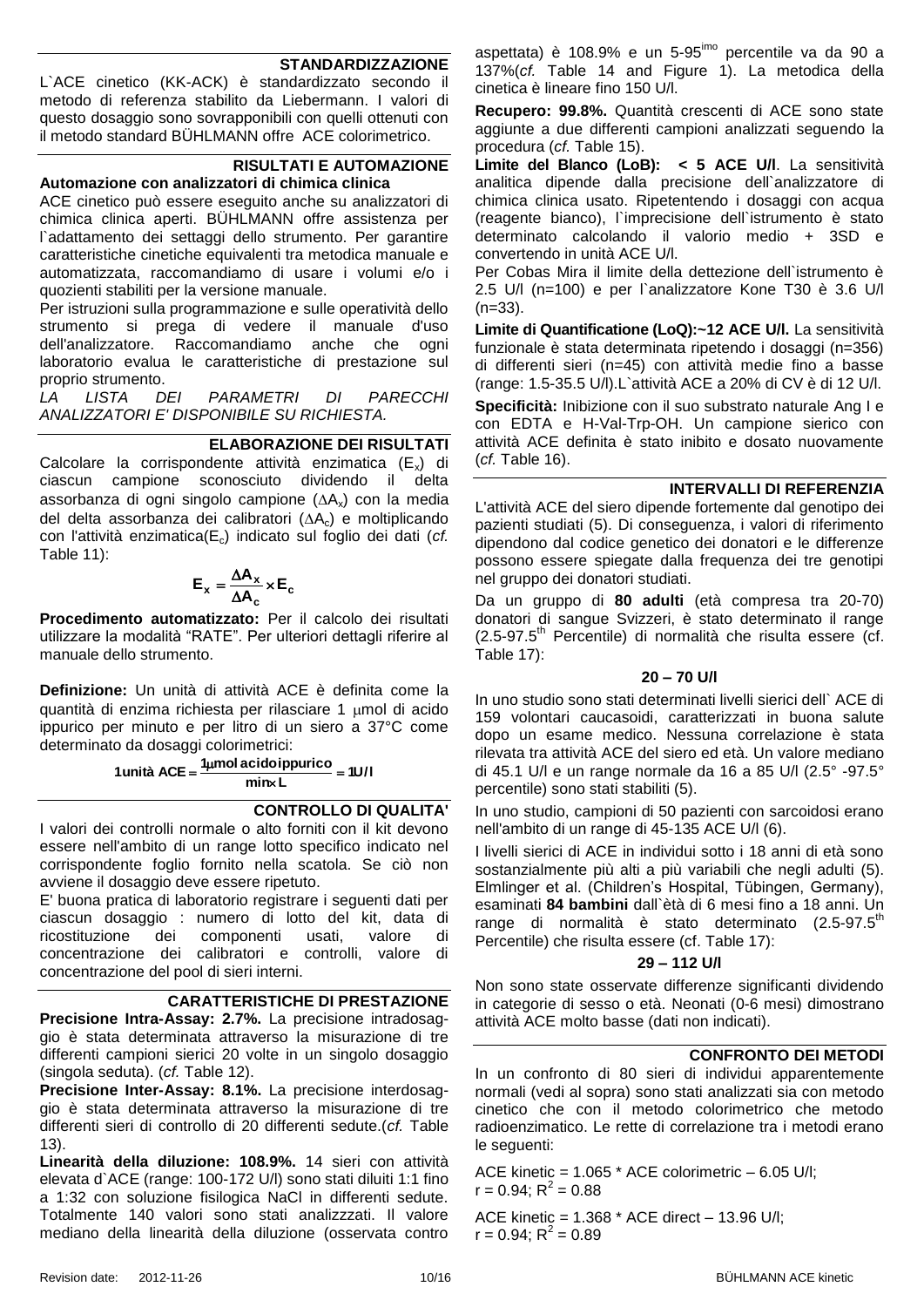## STANDARDIZZAZIONE

L`ACE cinetico (KK-ACK) è standardizzato secondo il metodo di referenza stabilito da Liebermann. I valori di questo dosaggio sono sovrapponibili con quelli ottenuti con il metodo standard BÜHLMANN offre ACE colorimetrico.

## RISULTATI E AUTOMAZIONE

**Automazione con analizzatori di chimica clinica**

ACE cinetico può essere eseguito anche su analizzatori di chimica clinica aperti. BÜHLMANN offre assistenza per l`adattamento dei settaggi dello strumento. Per garantire caratteristiche cinetiche equivalenti tra metodica manuale e automatizzata, raccomandiamo di usare i volumi e/o i quozienti stabiliti per la versione manuale.

Per istruzioni sulla programmazione e sulle operatività dello strumento si prega di vedere il manuale d'uso dell'analizzatore. Raccomandiamo anche che ogni laboratorio evalua le caratteristiche di prestazione sul proprio strumento.

*LA LISTA DEI PARAMETRI DI PARECCHI ANALIZZATORI E' DISPONIBILE SU RICHIESTA.*

## ELABORAZIONE DEI RISULTATI

Calcolare la corrispondente attività enzimatica ($E_x$) di ciascun campione sconosciuto dividendo il delta assorbanza di ogni singolo campione ($\Delta A_x$) con la media del delta assorbanza dei calibratori ($\Delta A_c$) e moltiplicando con l'attività enzimatica($E_c$) indicato sul foglio dei dati (*cf.* Table 11):

$$\mathbf{E_x = \frac{\Delta A_x}{\Delta A_c} \times E_c}$$

**Procedimento automatizzato:** Per il calcolo dei risultati utilizzare la modalità "RATE". Per ulteriori dettagli riferire al manuale dello strumento.

**Definizione:** Un unità di attività ACE è definita come la quantità di enzima richiesta per rilasciare 1 µmol di acido ippurico per minuto e per litro di un siero a 37°C come determinato da dosaggi colorimetrici:

$$\mathbf{1\,unità\ ACE = \frac{1\mu mol\ acidoippurico}{min \times L} = 1U/l}$$

## CONTROLLO DI QUALITA'

I valori dei controlli normale o alto forniti con il kit devono essere nell'ambito di un range lotto specifico indicato nel corrispondente foglio fornito nella scatola. Se ciò non avviene il dosaggio deve essere ripetuto.

E' buona pratica di laboratorio registrare i seguenti dati per ciascun dosaggio : numero di lotto del kit, data di ricostituzione dei componenti usati, valore di concentrazione dei calibratori e controlli, valore di concentrazione del pool di sieri interni.

## CARATTERISTICHE DI PRESTAZIONE

**Precisione Intra-Assay: 2.7%.** La precisione intradosaggio è stata determinata attraverso la misurazione di tre differenti campioni sierici 20 volte in un singolo dosaggio (singola seduta). (*cf.* Table 12).

**Precisione Inter-Assay: 8.1%.** La precisione interdosaggio è stata determinata attraverso la misurazione di tre differenti sieri di controllo di 20 differenti sedute.(*cf.* Table 13).

**Linearità della diluzione: 108.9%.** 14 sieri con attività elevata d`ACE (range: 100-172 U/l) sono stati diluiti 1:1 fino a 1:32 con soluzione fisilogica NaCl in differenti sedute. Totalmente 140 valori sono stati analizzzati. Il valore mediano della linearità della diluzione (osservata contro aspettata) è 108.9% e un 5-95[imo] percentile va da 90 a 137%(*cf.* Table 14 and Figure 1). La metodica della cinetica è lineare fino 150 U/l.

**Recupero: 99.8%.** Quantità crescenti di ACE sono state aggiunte a due differenti campioni analizzati seguendo la procedura (*cf.* Table 15).

**Limite del Blanco (LoB): < 5 ACE U/l**. La sensitività analitica dipende dalla precisione dell`analizzatore di chimica clinica usato. Ripetentendo i dosaggi con acqua (reagente bianco), l`imprecisione dell`istrumento è stato determinato calcolando il valorio medio + 3SD e convertendo in unità ACE U/l.

Per Cobas Mira il limite della dettezione dell`istrumento è 2.5 U/l (n=100) e per l`analizzatore Kone T30 è 3.6 U/l (n=33).

**Limite di Quantificatione (LoQ):~12 ACE U/l.** La sensitività funzionale è stata determinata ripetendo i dosaggi (n=356) di differenti sieri (n=45) con attività medie fino a basse (range: 1.5-35.5 U/l).L`attività ACE a 20% di CV è di 12 U/l.

**Specificità:** Inibizione con il suo substrato naturale Ang I e con EDTA e H-Val-Trp-OH. Un campione sierico con attività ACE definita è stato inibito e dosato nuovamente (*cf.* Table 16).

## INTERVALLI DI REFERENZIA

L'attività ACE del siero dipende fortemente dal genotipo dei pazienti studiati (5). Di conseguenza, i valori di riferimento dipendono dal codice genetico dei donatori e le differenze possono essere spiegate dalla frequenza dei tre genotipi nel gruppo dei donatori studiati.

Da un gruppo di **80 adulti** (età compresa tra 20-70) donatori di sangue Svizzeri, è stato determinato il range (2.5-97.5[th] Percentile) di normalità che risulta essere (cf. Table 17):

**20 – 70 U/l**

In uno studio sono stati determinati livelli sierici dell` ACE di 159 volontari caucasoidi, caratterizzati in buona salute dopo un esame medico. Nessuna correlazione è stata rilevata tra attività ACE del siero ed età. Un valore mediano di 45.1 U/l e un range normale da 16 a 85 U/l (2.5° -97.5° percentile) sono stati stabiliti (5).

In uno studio, campioni di 50 pazienti con sarcoidosi erano nell'ambito di un range di 45-135 ACE U/l (6).

I livelli sierici di ACE in individui sotto i 18 anni di età sono sostanzialmente più alti a più variabili che negli adulti (5). Elmlinger et al. (Children's Hospital, Tübingen, Germany), esaminati **84 bambini** dall`ètà di 6 mesi fino a 18 anni. Un range di normalità è stato determinato (2.5-97.5[th] Percentile) che risulta essere (cf. Table 17):

**29 – 112 U/l**

Non sono state osservate differenze significanti dividendo in categorie di sesso o età. Neonati (0-6 mesi) dimostrano attività ACE molto basse (dati non indicati).

## CONFRONTO DEI METODI

In un confronto di 80 sieri di individui apparentemente normali (vedi al sopra) sono stati analizzati sia con metodo cinetico che con il metodo colorimetrico che metodo radioenzimatico. Le rette di correlazione tra i metodi erano le seguenti:

ACE kinetic = 1.065 * ACE colorimetric – 6.05 U/l;
$r = 0.94$; $R^2 = 0.88$

ACE kinetic = 1.368 * ACE direct – 13.96 U/l;
$r = 0.94$; $R^2 = 0.89$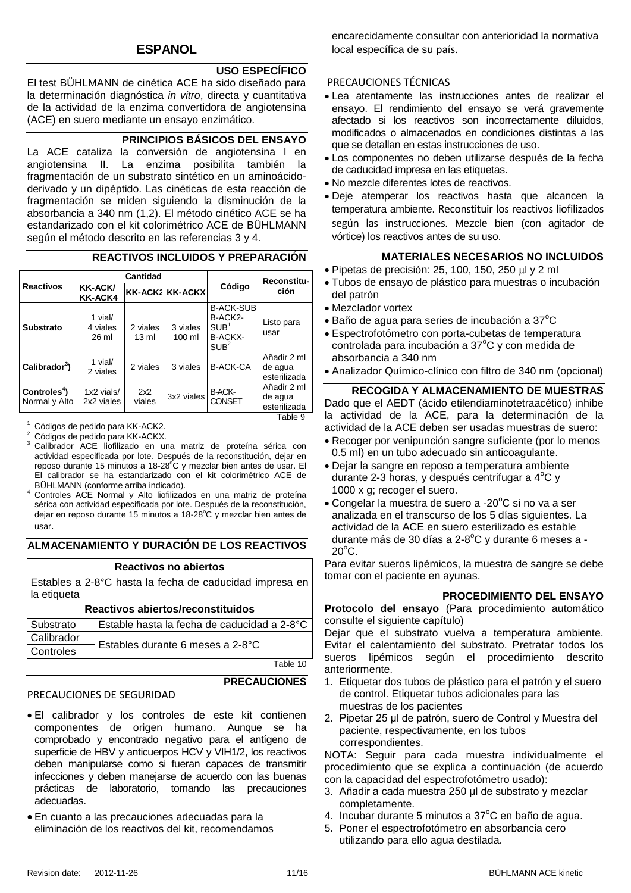## ESPANOL

### USO ESPECÍFICO

El test BÜHLMANN de cinética ACE ha sido diseñado para la determinación diagnóstica *in vitro*, directa y cuantitativa de la actividad de la enzima convertidora de angiotensina (ACE) en suero mediante un ensayo enzimático.

### PRINCIPIOS BÁSICOS DEL ENSAYO

La ACE cataliza la conversión de angiotensina I en angiotensina II. La enzima posibilita también la fragmentación de un substrato sintético en un aminoácido-derivado y un dipéptido. Las cinéticas de esta reacción de fragmentación se miden siguiendo la disminución de la absorbancia a 340 nm (1,2). El método cinético ACE se ha estandarizado con el kit colorimétrico ACE de BÜHLMANN según el método descrito en las referencias 3 y 4.

### REACTIVOS INCLUIDOS Y PREPARACIÓN

| Reactivos | Cantidad | | | Código | Reconstitución |
|---|---|---|---|---|---|
| | KK-ACK/ KK-ACK4 | KK-ACK2 | KK-ACKX | | |
| **Substrato** | 1 vial/ 4 viales 26 ml | 2 viales 13 ml | 3 viales 100 ml | B-ACK-SUB B-ACK2-SUB[1] B-ACKX-SUB[2] | Listo para usar |
| **Calibrador[3])** | 1 vial/ 2 viales | 2 viales | 3 viales | B-ACK-CA | Añadir 2 ml de agua esterilizada |
| **Controles[4])** Normal y Alto | 1x2 vials/ 2x2 viales | 2x2 viales | 3x2 viales | B-ACK-CONSET | Añadir 2 ml de agua esterilizada |

Table 9

[1] Códigos de pedido para KK-ACK2.
[2] Códigos de pedido para KK-ACKX.
[3] Calibrador ACE liofilizado en una matriz de proteína sérica con actividad especificada por lote. Después de la reconstitución, dejar en reposo durante 15 minutos a 18-28°C y mezclar bien antes de usar. El El calibrador se ha estandarizado con el kit colorimétrico ACE de BÜHLMANN (conforme arriba indicado).
[4] Controles ACE Normal y Alto liofilizados en una matriz de proteína sérica con actividad especificada por lote. Después de la reconstitución, dejar en reposo durante 15 minutos a 18-28°C y mezclar bien antes de usar.

### ALMACENAMIENTO Y DURACIÓN DE LOS REACTIVOS

| Reactivos no abiertos | |
|---|---|
| Estables a 2-8°C hasta la fecha de caducidad impresa en la etiqueta | |
| **Reactivos abiertos/reconstituidos** | |
| Substrato | Estable hasta la fecha de caducidad a 2-8°C |
| Calibrador | Estables durante 6 meses a 2-8°C |
| Controles | |

Table 10

### PRECAUCIONES

PRECAUCIONES DE SEGURIDAD

- El calibrador y los controles de este kit contienen componentes de origen humano. Aunque se ha comprobado y encontrado negativo para el antígeno de superficie de HBV y anticuerpos HCV y VIH1/2, los reactivos deben manipularse como si fueran capaces de transmitir infecciones y deben manejarse de acuerdo con las buenas prácticas de laboratorio, tomando las precauciones adecuadas.
- En cuanto a las precauciones adecuadas para la eliminación de los reactivos del kit, recomendamos encarecidamente consultar con anterioridad la normativa local específica de su país.

PRECAUCIONES TÉCNICAS

- Lea atentamente las instrucciones antes de realizar el ensayo. El rendimiento del ensayo se verá gravemente afectado si los reactivos son incorrectamente diluidos, modificados o almacenados en condiciones distintas a las que se detallan en estas instrucciones de uso.
- Los componentes no deben utilizarse después de la fecha de caducidad impresa en las etiquetas.
- No mezcle diferentes lotes de reactivos.
- Deje atemperar los reactivos hasta que alcancen la temperatura ambiente. Reconstituir los reactivos liofilizados según las instrucciones. Mezcle bien (con agitador de vórtice) los reactivos antes de su uso.

### MATERIALES NECESARIOS NO INCLUIDOS

- Pipetas de precisión: 25, 100, 150, 250 µl y 2 ml
- Tubos de ensayo de plástico para muestras o incubación del patrón
- Mezclador vortex
- Baño de agua para series de incubación a 37°C
- Espectrofotómetro con porta-cubetas de temperatura controlada para incubación a 37°C y con medida de absorbancia a 340 nm
- Analizador Químico-clínico con filtro de 340 nm (opcional)

### RECOGIDA Y ALMACENAMIENTO DE MUESTRAS

Dado que el AEDT (ácido etilendiaminotetraacético) inhibe la actividad de la ACE, para la determinación de la actividad de la ACE deben ser usadas muestras de suero:

- Recoger por venipunción sangre suficiente (por lo menos 0.5 ml) en un tubo adecuado sin anticoagulante.
- Dejar la sangre en reposo a temperatura ambiente durante 2-3 horas, y después centrifugar a 4°C y 1000 x g; recoger el suero.
- Congelar la muestra de suero a -20°C si no va a ser analizada en el transcurso de los 5 días siguientes. La actividad de la ACE en suero esterilizado es estable durante más de 30 días a 2-8°C y durante 6 meses a -20°C.

Para evitar sueros lipémicos, la muestra de sangre se debe tomar con el paciente en ayunas.

### PROCEDIMIENTO DEL ENSAYO

**Protocolo del ensayo** (Para procedimiento automático consulte el siguiente capítulo)

Dejar que el substrato vuelva a temperatura ambiente. Evitar el calentamiento del substrato. Pretratar todos los sueros lipémicos según el procedimiento descrito anteriormente.

1. Etiquetar dos tubos de plástico para el patrón y el suero de control. Etiquetar tubos adicionales para las muestras de los pacientes
2. Pipetar 25 µl de patrón, suero de Control y Muestra del paciente, respectivamente, en los tubos correspondientes.

NOTA: Seguir para cada muestra individualmente el procedimiento que se explica a continuación (de acuerdo con la capacidad del espectrofotómetro usado):

3. Añadir a cada muestra 250 µl de substrato y mezclar completamente.
4. Incubar durante 5 minutos a 37°C en baño de agua.
5. Poner el espectrofotómetro en absorbancia cero utilizando para ello agua destilada.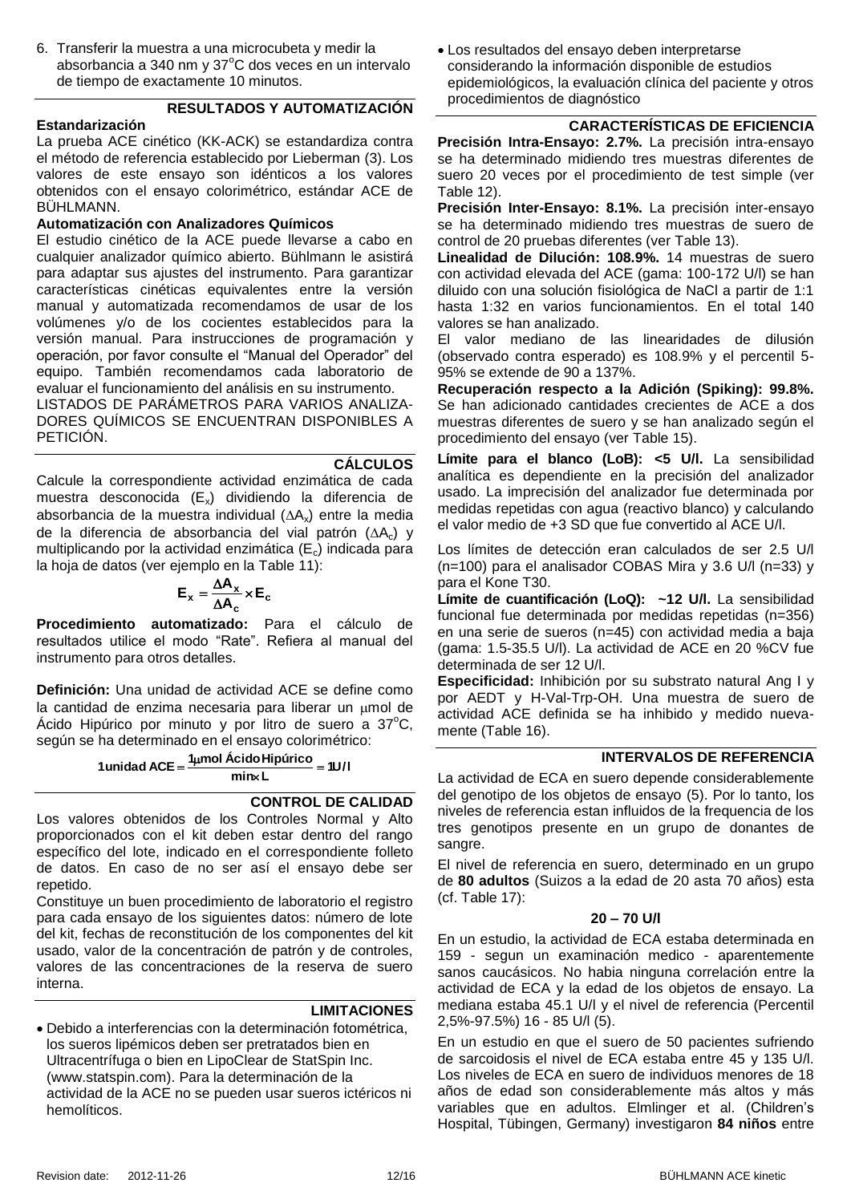6. Transferir la muestra a una microcubeta y medir la absorbancia a 340 nm y 37°C dos veces en un intervalo de tiempo de exactamente 10 minutos.

## RESULTADOS Y AUTOMATIZACIÓN

**Estandarización**

La prueba ACE cinético (KK-ACK) se estandardiza contra el método de referencia establecido por Lieberman (3). Los valores de este ensayo son idénticos a los valores obtenidos con el ensayo colorimétrico, estándar ACE de BÜHLMANN.

**Automatización con Analizadores Químicos**

El estudio cinético de la ACE puede llevarse a cabo en cualquier analizador químico abierto. Bühlmann le asistirá para adaptar sus ajustes del instrumento. Para garantizar características cinéticas equivalentes entre la versión manual y automatizada recomendamos de usar de los volúmenes y/o de los cocientes establecidos para la versión manual. Para instrucciones de programación y operación, por favor consulte el "Manual del Operador" del equipo. También recomendamos cada laboratorio de evaluar el funcionamiento del análisis en su instrumento.

LISTADOS DE PARÁMETROS PARA VARIOS ANALIZADORES QUÍMICOS SE ENCUENTRAN DISPONIBLES A PETICIÓN.

## CÁLCULOS

Calcule la correspondiente actividad enzimática de cada muestra desconocida ($E_x$) dividiendo la diferencia de absorbancia de la muestra individual ($\Delta A_x$) entre la media de la diferencia de absorbancia del vial patrón ($\Delta A_c$) y multiplicando por la actividad enzimática ($E_c$) indicada para la hoja de datos (ver ejemplo en la Table 11):

$$E_x = \frac{\Delta A_x}{\Delta A_c} \times E_c$$

**Procedimiento automatizado:** Para el cálculo de resultados utilice el modo "Rate". Refiera al manual del instrumento para otros detalles.

**Definición:** Una unidad de actividad ACE se define como la cantidad de enzima necesaria para liberar un μmol de Ácido Hipúrico por minuto y por litro de suero a 37°C, según se ha determinado en el ensayo colorimétrico:

$$1\,\textbf{unidad ACE} = \frac{1\,\mu\textbf{mol Ácido Hipúrico}}{\textbf{min} \times \textbf{L}} = 1\,\textbf{U/l}$$

## CONTROL DE CALIDAD

Los valores obtenidos de los Controles Normal y Alto proporcionados con el kit deben estar dentro del rango específico del lote, indicado en el correspondiente folleto de datos. En caso de no ser así el ensayo debe ser repetido.

Constituye un buen procedimiento de laboratorio el registro para cada ensayo de los siguientes datos: número de lote del kit, fechas de reconstitución de los componentes del kit usado, valor de la concentración de patrón y de controles, valores de las concentraciones de la reserva de suero interna.

## LIMITACIONES

- Debido a interferencias con la determinación fotométrica, los sueros lipémicos deben ser pretratados bien en Ultracentrífuga o bien en LipoClear de StatSpin Inc. (www.statspin.com). Para la determinación de la actividad de la ACE no se pueden usar sueros ictéricos ni hemolíticos.
- Los resultados del ensayo deben interpretarse considerando la información disponible de estudios epidemiológicos, la evaluación clínica del paciente y otros procedimientos de diagnóstico

## CARACTERÍSTICAS DE EFICIENCIA

**Precisión Intra-Ensayo: 2.7%.** La precisión intra-ensayo se ha determinado midiendo tres muestras diferentes de suero 20 veces por el procedimiento de test simple (ver Table 12).

**Precisión Inter-Ensayo: 8.1%.** La precisión inter-ensayo se ha determinado midiendo tres muestras de suero de control de 20 pruebas diferentes (ver Table 13).

**Linealidad de Dilución: 108.9%.** 14 muestras de suero con actividad elevada del ACE (gama: 100-172 U/l) se han diluido con una solución fisiológica de NaCl a partir de 1:1 hasta 1:32 en varios funcionamientos. En el total 140 valores se han analizado.

El valor mediano de las linearidades de dilución (observado contra esperado) es 108.9% y el percentil 5-95% se extende de 90 a 137%.

**Recuperación respecto a la Adición (Spiking): 99.8%.** Se han adicionado cantidades crecientes de ACE a dos muestras diferentes de suero y se han analizado según el procedimiento del ensayo (ver Table 15).

**Límite para el blanco (LoB): <5 U/l.** La sensibilidad analítica es dependiente en la precisión del analizador usado. La imprecisión del analizador fue determinada por medidas repetidas con agua (reactivo blanco) y calculando el valor medio de +3 SD que fue convertido al ACE U/l.

Los límites de detección eran calculados de ser 2.5 U/l (n=100) para el analisador COBAS Mira y 3.6 U/l (n=33) y para el Kone T30.

**Límite de cuantificación (LoQ): ~12 U/l.** La sensibilidad funcional fue determinada por medidas repetidas (n=356) en una serie de sueros (n=45) con actividad media a baja (gama: 1.5-35.5 U/l). La actividad de ACE en 20 %CV fue determinada de ser 12 U/l.

**Especificidad:** Inhibición por su substrato natural Ang I y por AEDT y H-Val-Trp-OH. Una muestra de suero de actividad ACE definida se ha inhibido y medido nuevamente (Table 16).

## INTERVALOS DE REFERENCIA

La actividad de ECA en suero depende considerablemente del genotipo de los objetos de ensayo (5). Por lo tanto, los niveles de referencia estan influidos de la frequencia de los tres genotipos presente en un grupo de donantes de sangre.

El nivel de referencia en suero, determinado en un grupo de **80 adultos** (Suizos a la edad de 20 asta 70 años) esta (cf. Table 17):

**20 – 70 U/l**

En un estudio, la actividad de ECA estaba determinada en 159 - segun un examinación medico - aparentemente sanos caucásicos. No habia ninguna correlación entre la actividad de ECA y la edad de los objetos de ensayo. La mediana estaba 45.1 U/l y el nivel de referencia (Percentil 2,5%-97.5%) 16 - 85 U/l (5).

En un estudio en que el suero de 50 pacientes sufriendo de sarcoidosis el nivel de ECA estaba entre 45 y 135 U/l. Los niveles de ECA en suero de individuos menores de 18 años de edad son considerablemente más altos y más variables que en adultos. Elmlinger et al. (Children's Hospital, Tübingen, Germany) investigaron **84 niños** entre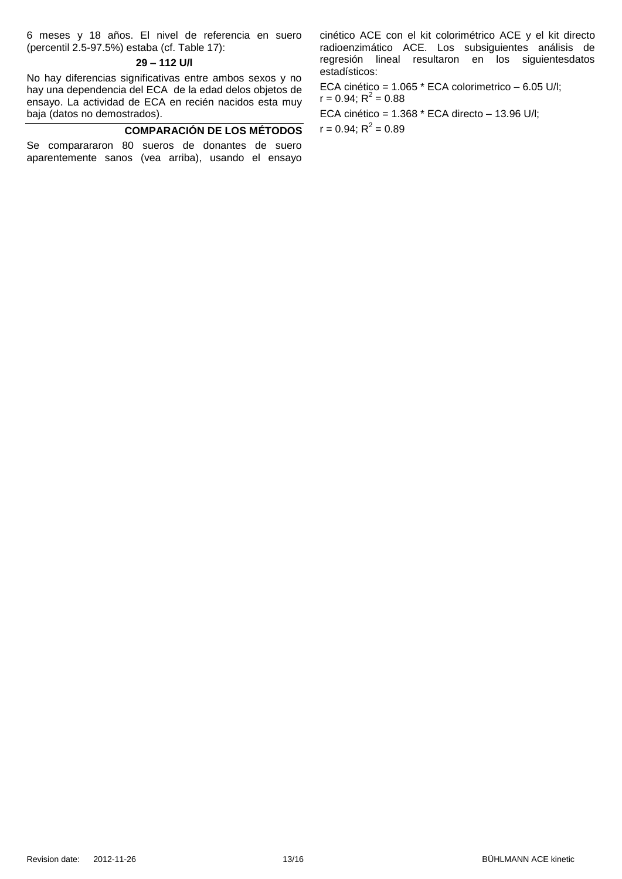6 meses y 18 años. El nivel de referencia en suero (percentil 2.5-97.5%) estaba (cf. Table 17):

**29 – 112 U/l**

No hay diferencias significativas entre ambos sexos y no hay una dependencia del ECA de la edad delos objetos de ensayo. La actividad de ECA en recién nacidos esta muy baja (datos no demostrados).

## COMPARACIÓN DE LOS MÉTODOS

Se compararon 80 sueros de donantes de suero aparentemente sanos (vea arriba), usando el ensayo cinético ACE con el kit colorimétrico ACE y el kit directo radioenzimático ACE. Los subsiguientes análisis de regresión lineal resultaron en los siguientesdatos estadísticos:

ECA cinético = 1.065 * ECA colorimetrico – 6.05 U/l; r = 0.94; $R^2$ = 0.88

ECA cinético = 1.368 * ECA directo – 13.96 U/l; r = 0.94; $R^2$ = 0.89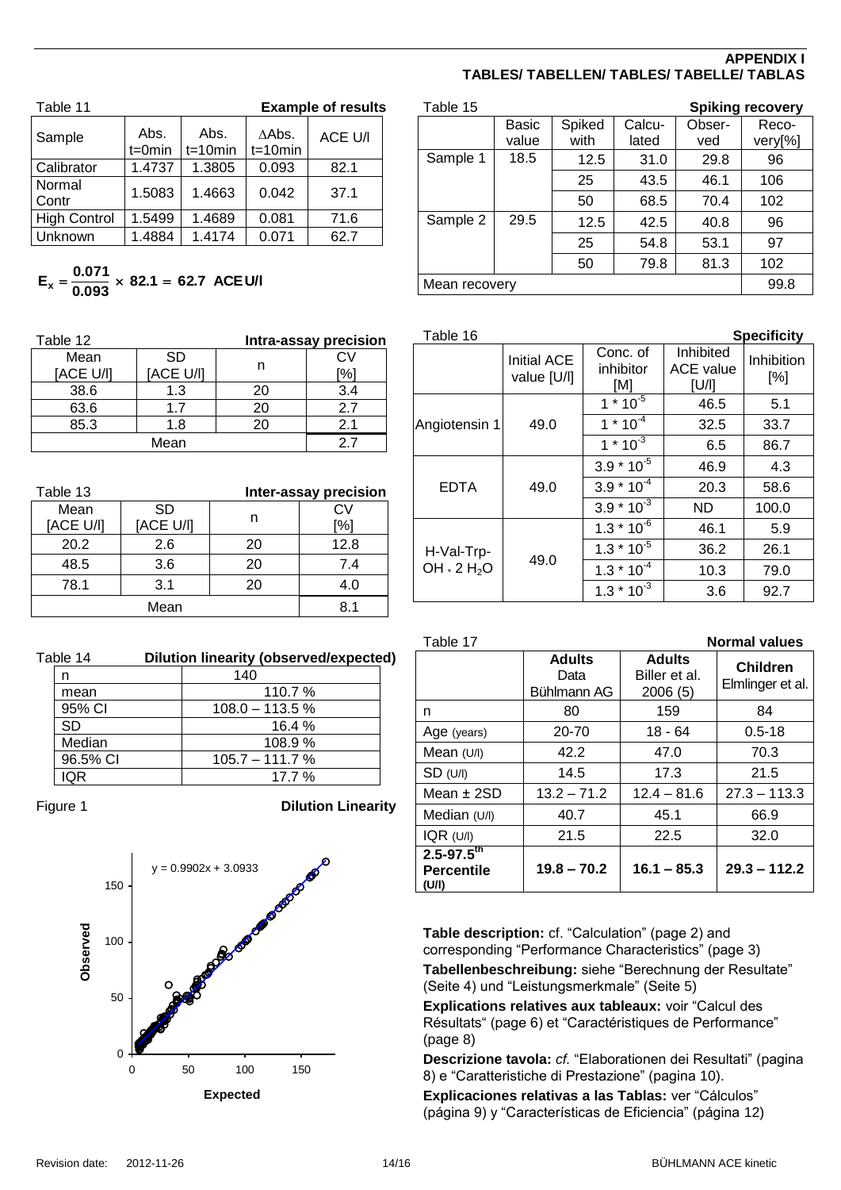**APPENDIX I**
**TABLES/ TABELLEN/ TABLES/ TABELLE/ TABLAS**

Table 11 **Example of results**

| Sample | Abs. t=0min | Abs. t=10min | ∆Abs. t=10min | ACE U/l |
|---|---|---|---|---|
| Calibrator | 1.4737 | 1.3805 | 0.093 | 82.1 |
| Normal Contr | 1.5083 | 1.4663 | 0.042 | 37.1 |
| High Control | 1.5499 | 1.4689 | 0.081 | 71.6 |
| Unknown | 1.4884 | 1.4174 | 0.071 | 62.7 |

$$E_x = \frac{0.071}{0.093} \times 82.1 = 62.7 \text{ ACE U/l}$$

Table 12 **Intra-assay precision**

| Mean [ACE U/l] | SD [ACE U/l] | n | CV [%] |
|---|---|---|---|
| 38.6 | 1.3 | 20 | 3.4 |
| 63.6 | 1.7 | 20 | 2.7 |
| 85.3 | 1.8 | 20 | 2.1 |
| Mean | | | 2.7 |

Table 13 **Inter-assay precision**

| Mean [ACE U/l] | SD [ACE U/l] | n | CV [%] |
|---|---|---|---|
| 20.2 | 2.6 | 20 | 12.8 |
| 48.5 | 3.6 | 20 | 7.4 |
| 78.1 | 3.1 | 20 | 4.0 |
| Mean | | | 8.1 |

Table 14 **Dilution linearity (observed/expected)**

| | |
|---|---|
| n | 140 |
| mean | 110.7 % |
| 95% CI | 108.0 – 113.5 % |
| SD | 16.4 % |
| Median | 108.9 % |
| 96.5% CI | 105.7 – 111.7 % |
| IQR | 17.7 % |

Figure 1 **Dilution Linearity**

(Scatter plot: Observed vs Expected, $y = 0.9902x + 3.0933$)

Table 15 **Spiking recovery**

| | Basic value | Spiked with | Calculated | Observed | Recovery[%] |
|---|---|---|---|---|---|
| Sample 1 | 18.5 | 12.5 | 31.0 | 29.8 | 96 |
| | | 25 | 43.5 | 46.1 | 106 |
| | | 50 | 68.5 | 70.4 | 102 |
| Sample 2 | 29.5 | 12.5 | 42.5 | 40.8 | 96 |
| | | 25 | 54.8 | 53.1 | 97 |
| | | 50 | 79.8 | 81.3 | 102 |
| Mean recovery | | | | | 99.8 |

Table 16 **Specificity**

| | Initial ACE value [U/l] | Conc. of inhibitor [M] | Inhibited ACE value [U/l] | Inhibition [%] |
|---|---|---|---|---|
| Angiotensin 1 | 49.0 | $1 * 10^{-5}$ | 46.5 | 5.1 |
| | | $1 * 10^{-4}$ | 32.5 | 33.7 |
| | | $1 * 10^{-3}$ | 6.5 | 86.7 |
| EDTA | 49.0 | $3.9 * 10^{-5}$ | 46.9 | 4.3 |
| | | $3.9 * 10^{-4}$ | 20.3 | 58.6 |
| | | $3.9 * 10^{-3}$ | ND | 100.0 |
| H-Val-Trp-OH * 2 $H_2O$ | 49.0 | $1.3 * 10^{-6}$ | 46.1 | 5.9 |
| | | $1.3 * 10^{-5}$ | 36.2 | 26.1 |
| | | $1.3 * 10^{-4}$ | 10.3 | 79.0 |
| | | $1.3 * 10^{-3}$ | 3.6 | 92.7 |

Table 17 **Normal values**

| | **Adults** Data Bühlmann AG | **Adults** Biller et al. 2006 (5) | **Children** Elmlinger et al. |
|---|---|---|---|
| n | 80 | 159 | 84 |
| Age (years) | 20-70 | 18 - 64 | 0.5-18 |
| Mean (U/l) | 42.2 | 47.0 | 70.3 |
| SD (U/l) | 14.5 | 17.3 | 21.5 |
| Mean ± 2SD | 13.2 – 71.2 | 12.4 – 81.6 | 27.3 – 113.3 |
| Median (U/l) | 40.7 | 45.1 | 66.9 |
| IQR (U/l) | 21.5 | 22.5 | 32.0 |
| **2.5-97.5th Percentile (U/l)** | **19.8 – 70.2** | **16.1 – 85.3** | **29.3 – 112.2** |

**Table description:** cf. "Calculation" (page 2) and corresponding "Performance Characteristics" (page 3)

**Tabellenbeschreibung:** siehe "Berechnung der Resultate" (Seite 4) und "Leistungsmerkmale" (Seite 5)

**Explications relatives aux tableaux:** voir "Calcul des Résultats" (page 6) et "Caractéristiques de Performance" (page 8)

**Descrizione tavola:** *cf.* "Elaborationen dei Resultati" (pagina 8) e "Caratteristiche di Prestazione" (pagina 10).

**Explicaciones relativas a las Tablas:** ver "Cálculos" (página 9) y "Características de Eficiencia" (página 12)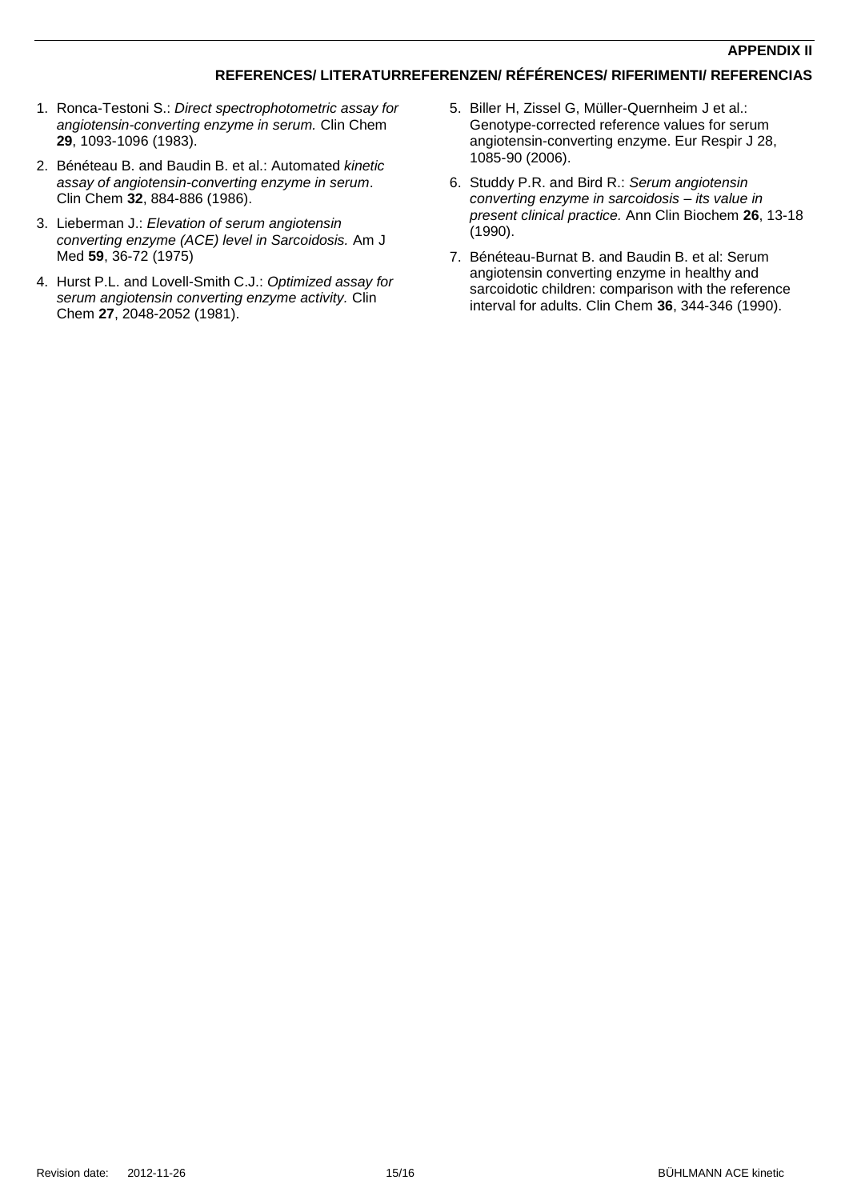**APPENDIX II**

## REFERENCES/ LITERATURREFERENZEN/ RÉFÉRENCES/ RIFERIMENTI/ REFERENCIAS

1. Ronca-Testoni S.: *Direct spectrophotometric assay for angiotensin-converting enzyme in serum.* Clin Chem **29**, 1093-1096 (1983).
2. Bénéteau B. and Baudin B. et al.: Automated *kinetic assay of angiotensin-converting enzyme in serum*. Clin Chem **32**, 884-886 (1986).
3. Lieberman J.: *Elevation of serum angiotensin converting enzyme (ACE) level in Sarcoidosis.* Am J Med **59**, 36-72 (1975)
4. Hurst P.L. and Lovell-Smith C.J.: *Optimized assay for serum angiotensin converting enzyme activity.* Clin Chem **27**, 2048-2052 (1981).
5. Biller H, Zissel G, Müller-Quernheim J et al.: Genotype-corrected reference values for serum angiotensin-converting enzyme. Eur Respir J 28, 1085-90 (2006).
6. Studdy P.R. and Bird R.: *Serum angiotensin converting enzyme in sarcoidosis – its value in present clinical practice.* Ann Clin Biochem **26**, 13-18 (1990).
7. Bénéteau-Burnat B. and Baudin B. et al: Serum angiotensin converting enzyme in healthy and sarcoidotic children: comparison with the reference interval for adults. Clin Chem **36**, 344-346 (1990).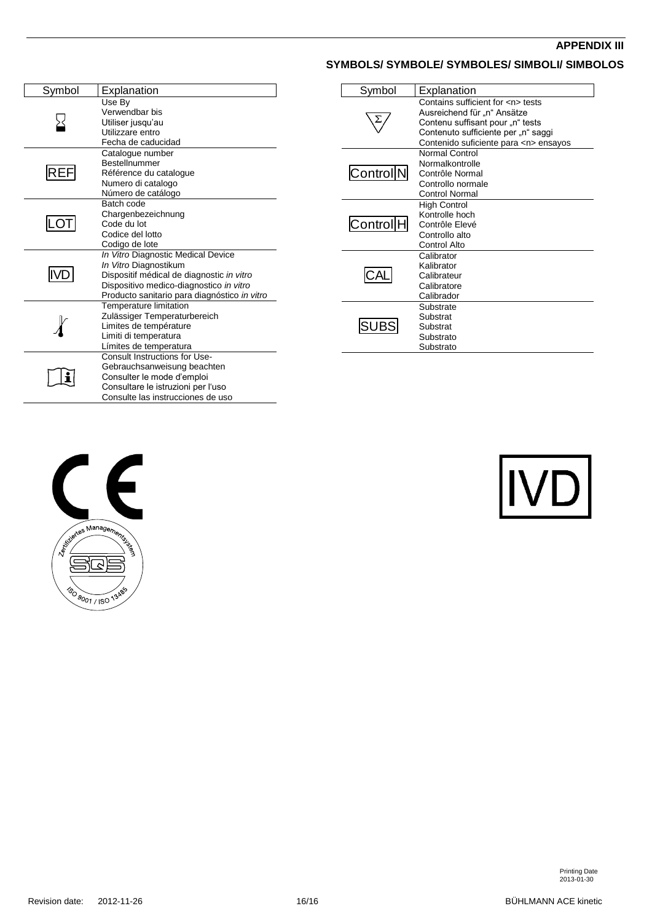## APPENDIX III

## SYMBOLS/ SYMBOLE/ SYMBOLES/ SIMBOLI/ SIMBOLOS

| Symbol | Explanation |
|---|---|
| ⌛ | Use By<br>Verwendbar bis<br>Utiliser jusqu'au<br>Utilizzare entro<br>Fecha de caducidad |
| REF | Catalogue number<br>Bestellnummer<br>Référence du catalogue<br>Numero di catalogo<br>Número de catálogo |
| LOT | Batch code<br>Chargenbezeichnung<br>Code du lot<br>Codice del lotto<br>Codigo de lote |
| IVD | *In Vitro* Diagnostic Medical Device<br>*In Vitro* Diagnostikum<br>Dispositif médical de diagnostic *in vitro*<br>Dispositivo medico-diagnostico *in vitro*<br>Producto sanitario para diagnóstico *in vitro* |
| 🌡 | Temperature limitation<br>Zulässiger Temperaturbereich<br>Limites de température<br>Limiti di temperatura<br>Límites de temperatura |
| i | Consult Instructions for Use-<br>Gebrauchsanweisung beachten<br>Consulter le mode d'emploi<br>Consultare le istruzioni per l'uso<br>Consulte las instrucciones de uso |

| Symbol | Explanation |
|---|---|
| Σ | Contains sufficient for <n> tests<br>Ausreichend für „n" Ansätze<br>Contenu suffisant pour „n" tests<br>Contenuto sufficiente per „n" saggi<br>Contenido suficiente para <n> ensayos |
| Control N | Normal Control<br>Normalkontrolle<br>Contrôle Normal<br>Controllo normale<br>Control Normal |
| Control H | High Control<br>Kontrolle hoch<br>Contrôle Elevé<br>Controllo alto<br>Control Alto |
| CAL | Calibrator<br>Kalibrator<br>Calibrateur<br>Calibratore<br>Calibrador |
| SUBS | Substrate<br>Substrat<br>Substrat<br>Substrato<br>Substrato |

CE

Zertifiziertes Managementsystem
SQS
ISO 9001 / ISO 13485

IVD

Printing Date
2013-01-30

Revision date: 2012-11-26

BÜHLMANN ACE kinetic